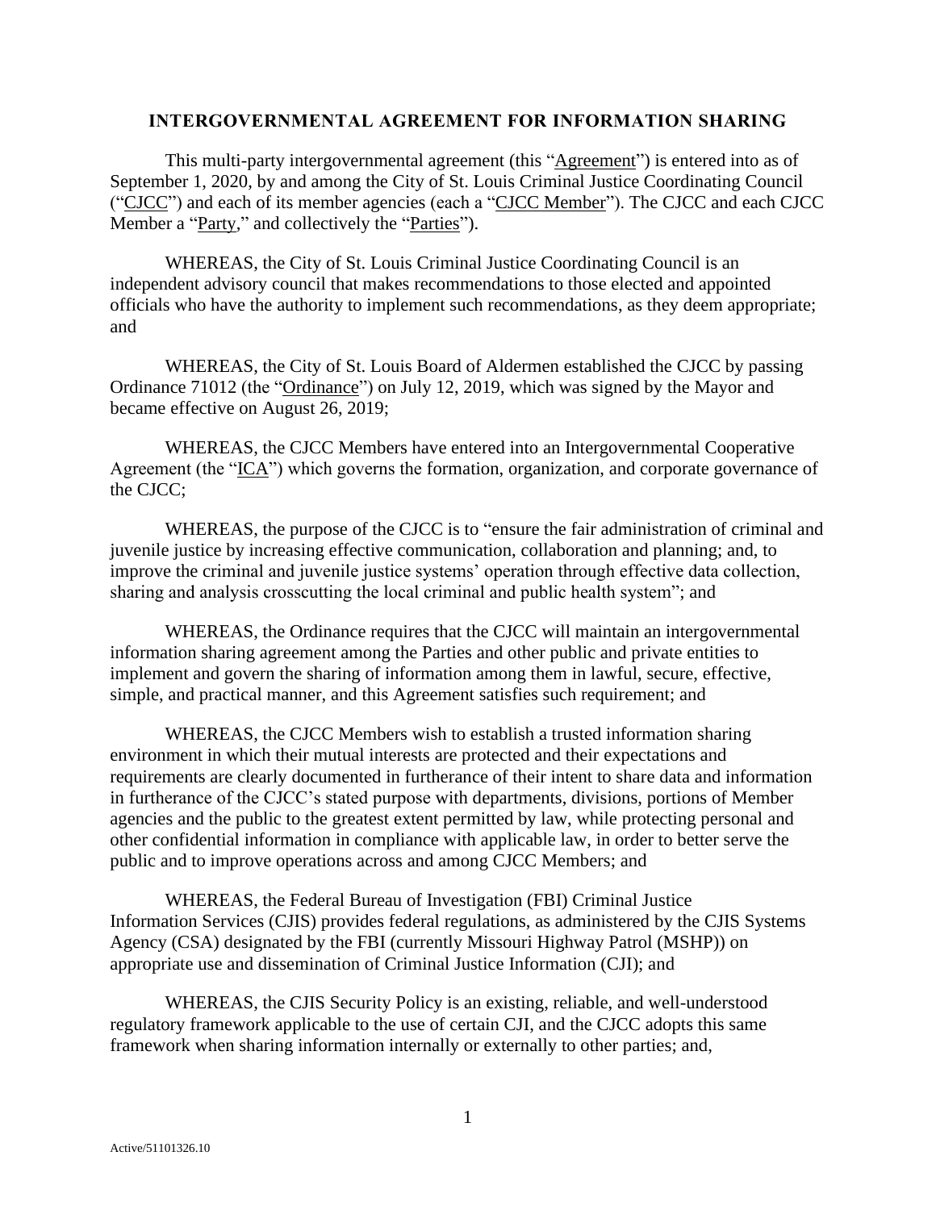# INTERGOVERNMENTAL AGREEMENT FOR INFORMATION SHARING

This multi-party intergovernmental agreement (this "Agreement") is entered into as of September 1, 2020, by and among the City of St. Louis Criminal Justice Coordinating Council ("CJCC") and each of its member agencies (each a "CJCC Member"). The CJCC and each CJCC Member a "Party," and collectively the "Parties").

WHEREAS, the City of St. Louis Criminal Justice Coordinating Council is an independent advisory council that makes recommendations to those elected and appointed officials who have the authority to implement such recommendations, as they deem appropriate; and

WHEREAS, the City of St. Louis Board of Aldermen established the CJCC by passing Ordinance 71012 (the "Ordinance") on July 12, 2019, which was signed by the Mayor and became effective on August 26, 2019;

WHEREAS, the CJCC Members have entered into an Intergovernmental Cooperative Agreement (the "ICA") which governs the formation, organization, and corporate governance of the CJCC;

WHEREAS, the purpose of the CJCC is to "ensure the fair administration of criminal and juvenile justice by increasing effective communication, collaboration and planning; and, to improve the criminal and juvenile justice systems' operation through effective data collection, sharing and analysis crosscutting the local criminal and public health system"; and

WHEREAS, the Ordinance requires that the CJCC will maintain an intergovernmental information sharing agreement among the Parties and other public and private entities to implement and govern the sharing of information among them in lawful, secure, effective, simple, and practical manner, and this Agreement satisfies such requirement; and

WHEREAS, the CJCC Members wish to establish a trusted information sharing environment in which their mutual interests are protected and their expectations and requirements are clearly documented in furtherance of their intent to share data and information in furtherance of the CJCC's stated purpose with departments, divisions, portions of Member agencies and the public to the greatest extent permitted by law, while protecting personal and other confidential information in compliance with applicable law, in order to better serve the public and to improve operations across and among CJCC Members; and

WHEREAS, the Federal Bureau of Investigation (FBI) Criminal Justice Information Services (CJIS) provides federal regulations, as administered by the CJIS Systems Agency (CSA) designated by the FBI (currently Missouri Highway Patrol (MSHP)) on appropriate use and dissemination of Criminal Justice Information (CJI); and

WHEREAS, the CJIS Security Policy is an existing, reliable, and well-understood regulatory framework applicable to the use of certain CJI, and the CJCC adopts this same framework when sharing information internally or externally to other parties; and,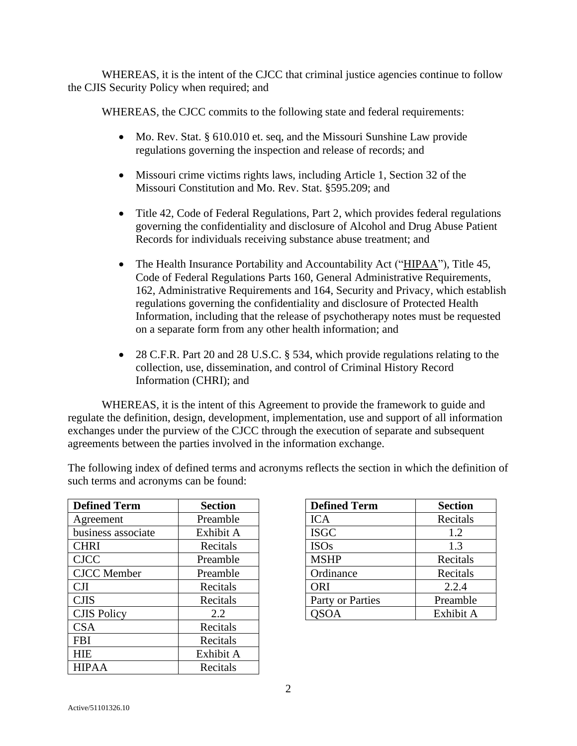WHEREAS, it is the intent of the CJCC that criminal justice agencies continue to follow the CJIS Security Policy when required; and

WHEREAS, the CJCC commits to the following state and federal requirements:

- Mo. Rev. Stat. § 610.010 et. seq, and the Missouri Sunshine Law provide regulations governing the inspection and release of records; and

- Missouri crime victims rights laws, including Article 1, Section 32 of the Missouri Constitution and Mo. Rev. Stat. §595.209; and

- Title 42, Code of Federal Regulations, Part 2, which provides federal regulations governing the confidentiality and disclosure of Alcohol and Drug Abuse Patient Records for individuals receiving substance abuse treatment; and

- The Health Insurance Portability and Accountability Act ("HIPAA"), Title 45, Code of Federal Regulations Parts 160, General Administrative Requirements, 162, Administrative Requirements and 164, Security and Privacy, which establish regulations governing the confidentiality and disclosure of Protected Health Information, including that the release of psychotherapy notes must be requested on a separate form from any other health information; and

- 28 C.F.R. Part 20 and 28 U.S.C. § 534, which provide regulations relating to the collection, use, dissemination, and control of Criminal History Record Information (CHRI); and

WHEREAS, it is the intent of this Agreement to provide the framework to guide and regulate the definition, design, development, implementation, use and support of all information exchanges under the purview of the CJCC through the execution of separate and subsequent agreements between the parties involved in the information exchange.

The following index of defined terms and acronyms reflects the section in which the definition of such terms and acronyms can be found:

| Defined Term | Section |
|---|---|
| Agreement | Preamble |
| business associate | Exhibit A |
| CHRI | Recitals |
| CJCC | Preamble |
| CJCC Member | Preamble |
| CJI | Recitals |
| CJIS | Recitals |
| CJIS Policy | 2.2 |
| CSA | Recitals |
| FBI | Recitals |
| HIE | Exhibit A |
| HIPAA | Recitals |

| Defined Term | Section |
|---|---|
| ICA | Recitals |
| ISGC | 1.2 |
| ISOs | 1.3 |
| MSHP | Recitals |
| Ordinance | Recitals |
| ORI | 2.2.4 |
| Party or Parties | Preamble |
| QSOA | Exhibit A |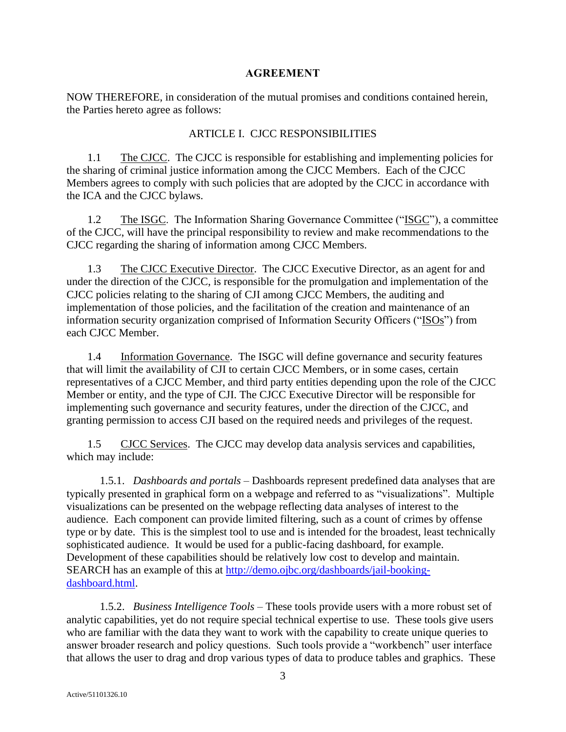## AGREEMENT

NOW THEREFORE, in consideration of the mutual promises and conditions contained herein, the Parties hereto agree as follows:

### ARTICLE I. CJCC RESPONSIBILITIES

1.1 The CJCC. The CJCC is responsible for establishing and implementing policies for the sharing of criminal justice information among the CJCC Members. Each of the CJCC Members agrees to comply with such policies that are adopted by the CJCC in accordance with the ICA and the CJCC bylaws.

1.2 The ISGC. The Information Sharing Governance Committee ("ISGC"), a committee of the CJCC, will have the principal responsibility to review and make recommendations to the CJCC regarding the sharing of information among CJCC Members.

1.3 The CJCC Executive Director. The CJCC Executive Director, as an agent for and under the direction of the CJCC, is responsible for the promulgation and implementation of the CJCC policies relating to the sharing of CJI among CJCC Members, the auditing and implementation of those policies, and the facilitation of the creation and maintenance of an information security organization comprised of Information Security Officers ("ISOs") from each CJCC Member.

1.4 Information Governance. The ISGC will define governance and security features that will limit the availability of CJI to certain CJCC Members, or in some cases, certain representatives of a CJCC Member, and third party entities depending upon the role of the CJCC Member or entity, and the type of CJI. The CJCC Executive Director will be responsible for implementing such governance and security features, under the direction of the CJCC, and granting permission to access CJI based on the required needs and privileges of the request.

1.5 CJCC Services. The CJCC may develop data analysis services and capabilities, which may include:

1.5.1. *Dashboards and portals* – Dashboards represent predefined data analyses that are typically presented in graphical form on a webpage and referred to as "visualizations". Multiple visualizations can be presented on the webpage reflecting data analyses of interest to the audience. Each component can provide limited filtering, such as a count of crimes by offense type or by date. This is the simplest tool to use and is intended for the broadest, least technically sophisticated audience. It would be used for a public-facing dashboard, for example. Development of these capabilities should be relatively low cost to develop and maintain. SEARCH has an example of this at [http://demo.ojbc.org/dashboards/jail-booking-dashboard.html](http://demo.ojbc.org/dashboards/jail-booking-dashboard.html).

1.5.2. *Business Intelligence Tools* – These tools provide users with a more robust set of analytic capabilities, yet do not require special technical expertise to use. These tools give users who are familiar with the data they want to work with the capability to create unique queries to answer broader research and policy questions. Such tools provide a "workbench" user interface that allows the user to drag and drop various types of data to produce tables and graphics. These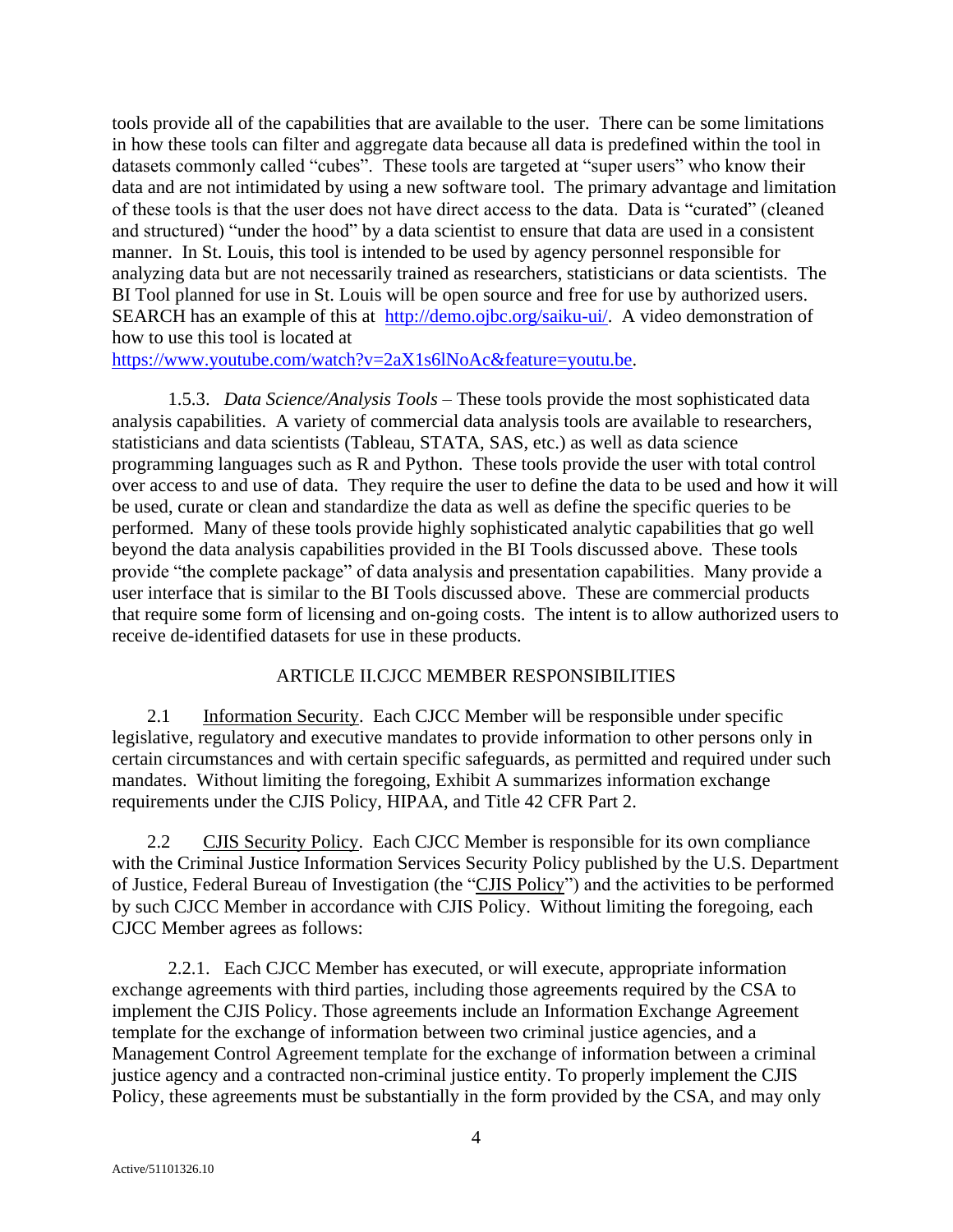tools provide all of the capabilities that are available to the user. There can be some limitations in how these tools can filter and aggregate data because all data is predefined within the tool in datasets commonly called "cubes". These tools are targeted at "super users" who know their data and are not intimidated by using a new software tool. The primary advantage and limitation of these tools is that the user does not have direct access to the data. Data is "curated" (cleaned and structured) "under the hood" by a data scientist to ensure that data are used in a consistent manner. In St. Louis, this tool is intended to be used by agency personnel responsible for analyzing data but are not necessarily trained as researchers, statisticians or data scientists. The BI Tool planned for use in St. Louis will be open source and free for use by authorized users. SEARCH has an example of this at http://demo.ojbc.org/saiku-ui/. A video demonstration of how to use this tool is located at https://www.youtube.com/watch?v=2aX1s6lNoAc&feature=youtu.be.

1.5.3. *Data Science/Analysis Tools* – These tools provide the most sophisticated data analysis capabilities. A variety of commercial data analysis tools are available to researchers, statisticians and data scientists (Tableau, STATA, SAS, etc.) as well as data science programming languages such as R and Python. These tools provide the user with total control over access to and use of data. They require the user to define the data to be used and how it will be used, curate or clean and standardize the data as well as define the specific queries to be performed. Many of these tools provide highly sophisticated analytic capabilities that go well beyond the data analysis capabilities provided in the BI Tools discussed above. These tools provide "the complete package" of data analysis and presentation capabilities. Many provide a user interface that is similar to the BI Tools discussed above. These are commercial products that require some form of licensing and on-going costs. The intent is to allow authorized users to receive de-identified datasets for use in these products.

## ARTICLE II. CJCC MEMBER RESPONSIBILITIES

2.1 Information Security. Each CJCC Member will be responsible under specific legislative, regulatory and executive mandates to provide information to other persons only in certain circumstances and with certain specific safeguards, as permitted and required under such mandates. Without limiting the foregoing, Exhibit A summarizes information exchange requirements under the CJIS Policy, HIPAA, and Title 42 CFR Part 2.

2.2 CJIS Security Policy. Each CJCC Member is responsible for its own compliance with the Criminal Justice Information Services Security Policy published by the U.S. Department of Justice, Federal Bureau of Investigation (the "CJIS Policy") and the activities to be performed by such CJCC Member in accordance with CJIS Policy. Without limiting the foregoing, each CJCC Member agrees as follows:

2.2.1. Each CJCC Member has executed, or will execute, appropriate information exchange agreements with third parties, including those agreements required by the CSA to implement the CJIS Policy. Those agreements include an Information Exchange Agreement template for the exchange of information between two criminal justice agencies, and a Management Control Agreement template for the exchange of information between a criminal justice agency and a contracted non-criminal justice entity. To properly implement the CJIS Policy, these agreements must be substantially in the form provided by the CSA, and may only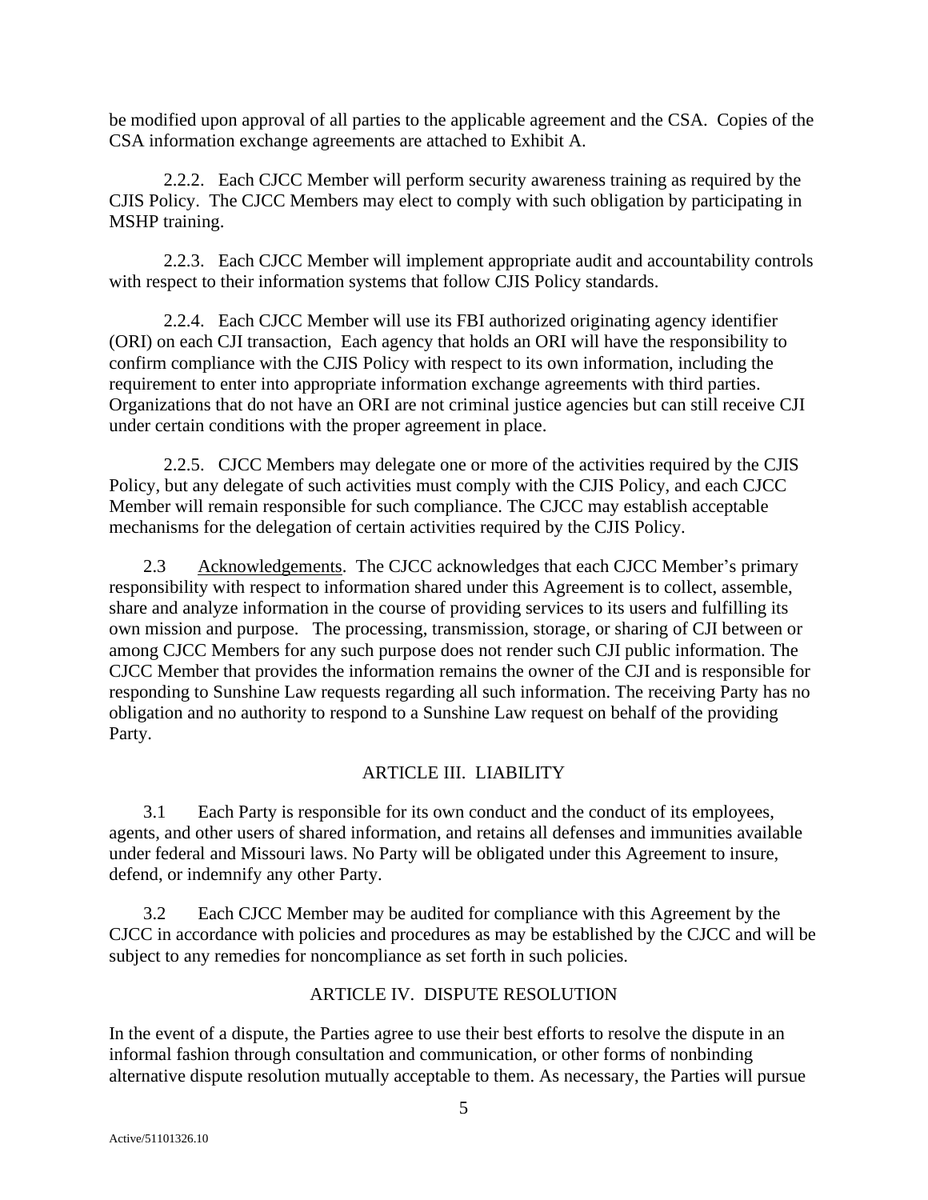be modified upon approval of all parties to the applicable agreement and the CSA. Copies of the CSA information exchange agreements are attached to Exhibit A.

2.2.2. Each CJCC Member will perform security awareness training as required by the CJIS Policy. The CJCC Members may elect to comply with such obligation by participating in MSHP training.

2.2.3. Each CJCC Member will implement appropriate audit and accountability controls with respect to their information systems that follow CJIS Policy standards.

2.2.4. Each CJCC Member will use its FBI authorized originating agency identifier (ORI) on each CJI transaction, Each agency that holds an ORI will have the responsibility to confirm compliance with the CJIS Policy with respect to its own information, including the requirement to enter into appropriate information exchange agreements with third parties. Organizations that do not have an ORI are not criminal justice agencies but can still receive CJI under certain conditions with the proper agreement in place.

2.2.5. CJCC Members may delegate one or more of the activities required by the CJIS Policy, but any delegate of such activities must comply with the CJIS Policy, and each CJCC Member will remain responsible for such compliance. The CJCC may establish acceptable mechanisms for the delegation of certain activities required by the CJIS Policy.

2.3 Acknowledgements. The CJCC acknowledges that each CJCC Member's primary responsibility with respect to information shared under this Agreement is to collect, assemble, share and analyze information in the course of providing services to its users and fulfilling its own mission and purpose. The processing, transmission, storage, or sharing of CJI between or among CJCC Members for any such purpose does not render such CJI public information. The CJCC Member that provides the information remains the owner of the CJI and is responsible for responding to Sunshine Law requests regarding all such information. The receiving Party has no obligation and no authority to respond to a Sunshine Law request on behalf of the providing Party.

## ARTICLE III. LIABILITY

3.1 Each Party is responsible for its own conduct and the conduct of its employees, agents, and other users of shared information, and retains all defenses and immunities available under federal and Missouri laws. No Party will be obligated under this Agreement to insure, defend, or indemnify any other Party.

3.2 Each CJCC Member may be audited for compliance with this Agreement by the CJCC in accordance with policies and procedures as may be established by the CJCC and will be subject to any remedies for noncompliance as set forth in such policies.

## ARTICLE IV. DISPUTE RESOLUTION

In the event of a dispute, the Parties agree to use their best efforts to resolve the dispute in an informal fashion through consultation and communication, or other forms of nonbinding alternative dispute resolution mutually acceptable to them. As necessary, the Parties will pursue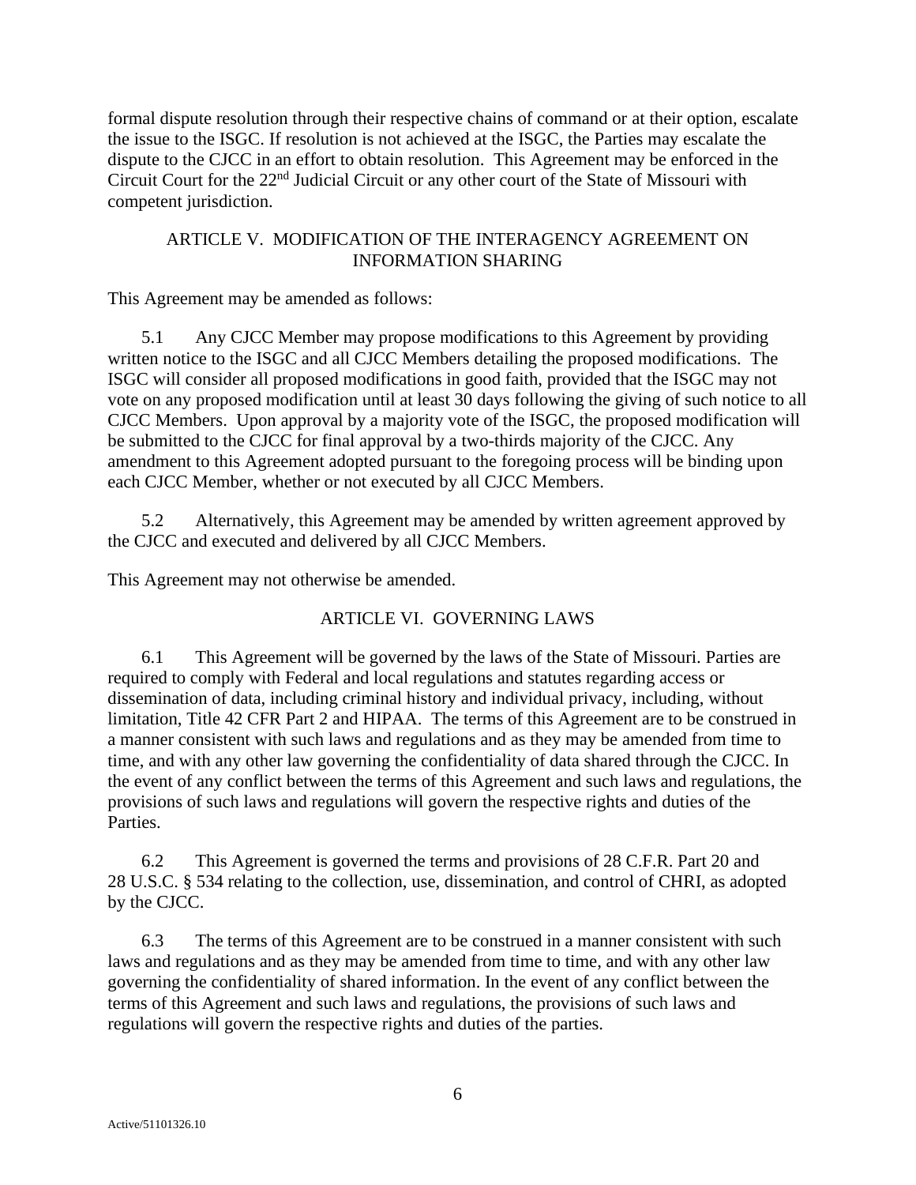formal dispute resolution through their respective chains of command or at their option, escalate the issue to the ISGC. If resolution is not achieved at the ISGC, the Parties may escalate the dispute to the CJCC in an effort to obtain resolution. This Agreement may be enforced in the Circuit Court for the 22nd Judicial Circuit or any other court of the State of Missouri with competent jurisdiction.

## ARTICLE V. MODIFICATION OF THE INTERAGENCY AGREEMENT ON INFORMATION SHARING

This Agreement may be amended as follows:

5.1 Any CJCC Member may propose modifications to this Agreement by providing written notice to the ISGC and all CJCC Members detailing the proposed modifications. The ISGC will consider all proposed modifications in good faith, provided that the ISGC may not vote on any proposed modification until at least 30 days following the giving of such notice to all CJCC Members. Upon approval by a majority vote of the ISGC, the proposed modification will be submitted to the CJCC for final approval by a two-thirds majority of the CJCC. Any amendment to this Agreement adopted pursuant to the foregoing process will be binding upon each CJCC Member, whether or not executed by all CJCC Members.

5.2 Alternatively, this Agreement may be amended by written agreement approved by the CJCC and executed and delivered by all CJCC Members.

This Agreement may not otherwise be amended.

## ARTICLE VI. GOVERNING LAWS

6.1 This Agreement will be governed by the laws of the State of Missouri. Parties are required to comply with Federal and local regulations and statutes regarding access or dissemination of data, including criminal history and individual privacy, including, without limitation, Title 42 CFR Part 2 and HIPAA. The terms of this Agreement are to be construed in a manner consistent with such laws and regulations and as they may be amended from time to time, and with any other law governing the confidentiality of data shared through the CJCC. In the event of any conflict between the terms of this Agreement and such laws and regulations, the provisions of such laws and regulations will govern the respective rights and duties of the Parties.

6.2 This Agreement is governed the terms and provisions of 28 C.F.R. Part 20 and 28 U.S.C. § 534 relating to the collection, use, dissemination, and control of CHRI, as adopted by the CJCC.

6.3 The terms of this Agreement are to be construed in a manner consistent with such laws and regulations and as they may be amended from time to time, and with any other law governing the confidentiality of shared information. In the event of any conflict between the terms of this Agreement and such laws and regulations, the provisions of such laws and regulations will govern the respective rights and duties of the parties.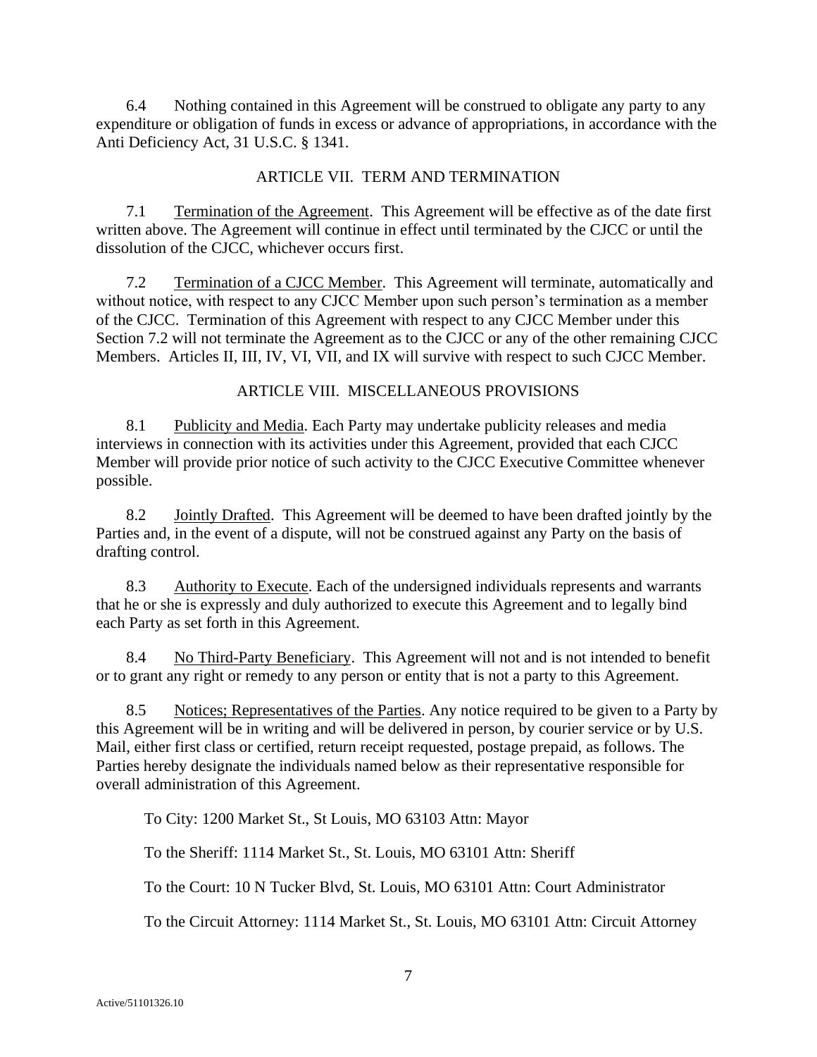6.4 Nothing contained in this Agreement will be construed to obligate any party to any expenditure or obligation of funds in excess or advance of appropriations, in accordance with the Anti Deficiency Act, 31 U.S.C. § 1341.

## ARTICLE VII. TERM AND TERMINATION

7.1 Termination of the Agreement. This Agreement will be effective as of the date first written above. The Agreement will continue in effect until terminated by the CJCC or until the dissolution of the CJCC, whichever occurs first.

7.2 Termination of a CJCC Member. This Agreement will terminate, automatically and without notice, with respect to any CJCC Member upon such person's termination as a member of the CJCC. Termination of this Agreement with respect to any CJCC Member under this Section 7.2 will not terminate the Agreement as to the CJCC or any of the other remaining CJCC Members. Articles II, III, IV, VI, VII, and IX will survive with respect to such CJCC Member.

## ARTICLE VIII. MISCELLANEOUS PROVISIONS

8.1 Publicity and Media. Each Party may undertake publicity releases and media interviews in connection with its activities under this Agreement, provided that each CJCC Member will provide prior notice of such activity to the CJCC Executive Committee whenever possible.

8.2 Jointly Drafted. This Agreement will be deemed to have been drafted jointly by the Parties and, in the event of a dispute, will not be construed against any Party on the basis of drafting control.

8.3 Authority to Execute. Each of the undersigned individuals represents and warrants that he or she is expressly and duly authorized to execute this Agreement and to legally bind each Party as set forth in this Agreement.

8.4 No Third-Party Beneficiary. This Agreement will not and is not intended to benefit or to grant any right or remedy to any person or entity that is not a party to this Agreement.

8.5 Notices; Representatives of the Parties. Any notice required to be given to a Party by this Agreement will be in writing and will be delivered in person, by courier service or by U.S. Mail, either first class or certified, return receipt requested, postage prepaid, as follows. The Parties hereby designate the individuals named below as their representative responsible for overall administration of this Agreement.

To City: 1200 Market St., St Louis, MO 63103 Attn: Mayor

To the Sheriff: 1114 Market St., St. Louis, MO 63101 Attn: Sheriff

To the Court: 10 N Tucker Blvd, St. Louis, MO 63101 Attn: Court Administrator

To the Circuit Attorney: 1114 Market St., St. Louis, MO 63101 Attn: Circuit Attorney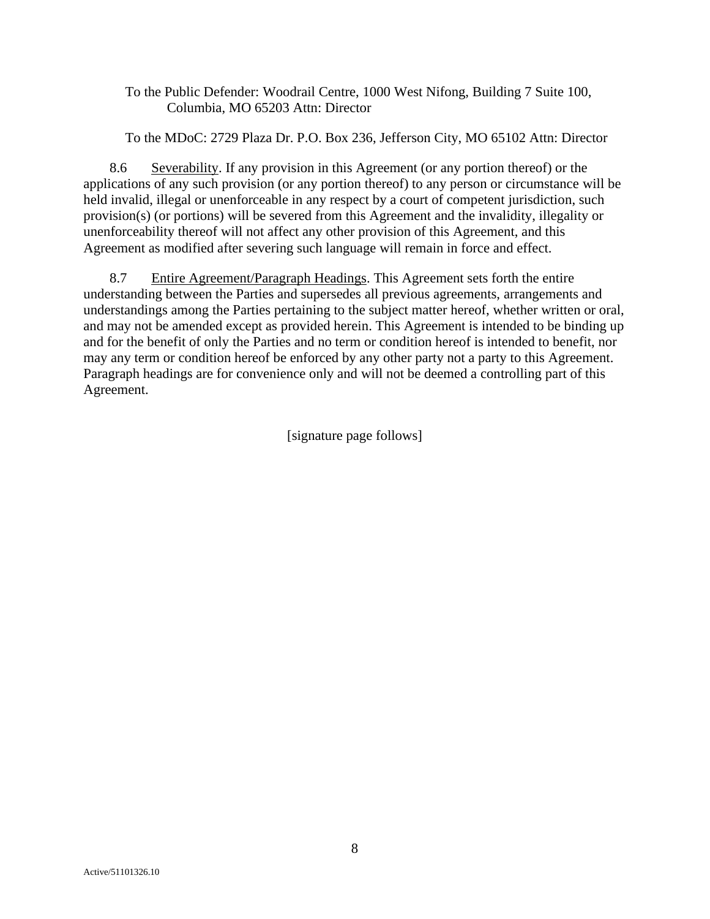To the Public Defender: Woodrail Centre, 1000 West Nifong, Building 7 Suite 100, Columbia, MO 65203 Attn: Director

To the MDoC: 2729 Plaza Dr. P.O. Box 236, Jefferson City, MO 65102 Attn: Director

8.6 Severability. If any provision in this Agreement (or any portion thereof) or the applications of any such provision (or any portion thereof) to any person or circumstance will be held invalid, illegal or unenforceable in any respect by a court of competent jurisdiction, such provision(s) (or portions) will be severed from this Agreement and the invalidity, illegality or unenforceability thereof will not affect any other provision of this Agreement, and this Agreement as modified after severing such language will remain in force and effect.

8.7 Entire Agreement/Paragraph Headings. This Agreement sets forth the entire understanding between the Parties and supersedes all previous agreements, arrangements and understandings among the Parties pertaining to the subject matter hereof, whether written or oral, and may not be amended except as provided herein. This Agreement is intended to be binding up and for the benefit of only the Parties and no term or condition hereof is intended to benefit, nor may any term or condition hereof be enforced by any other party not a party to this Agreement. Paragraph headings are for convenience only and will not be deemed a controlling part of this Agreement.

[signature page follows]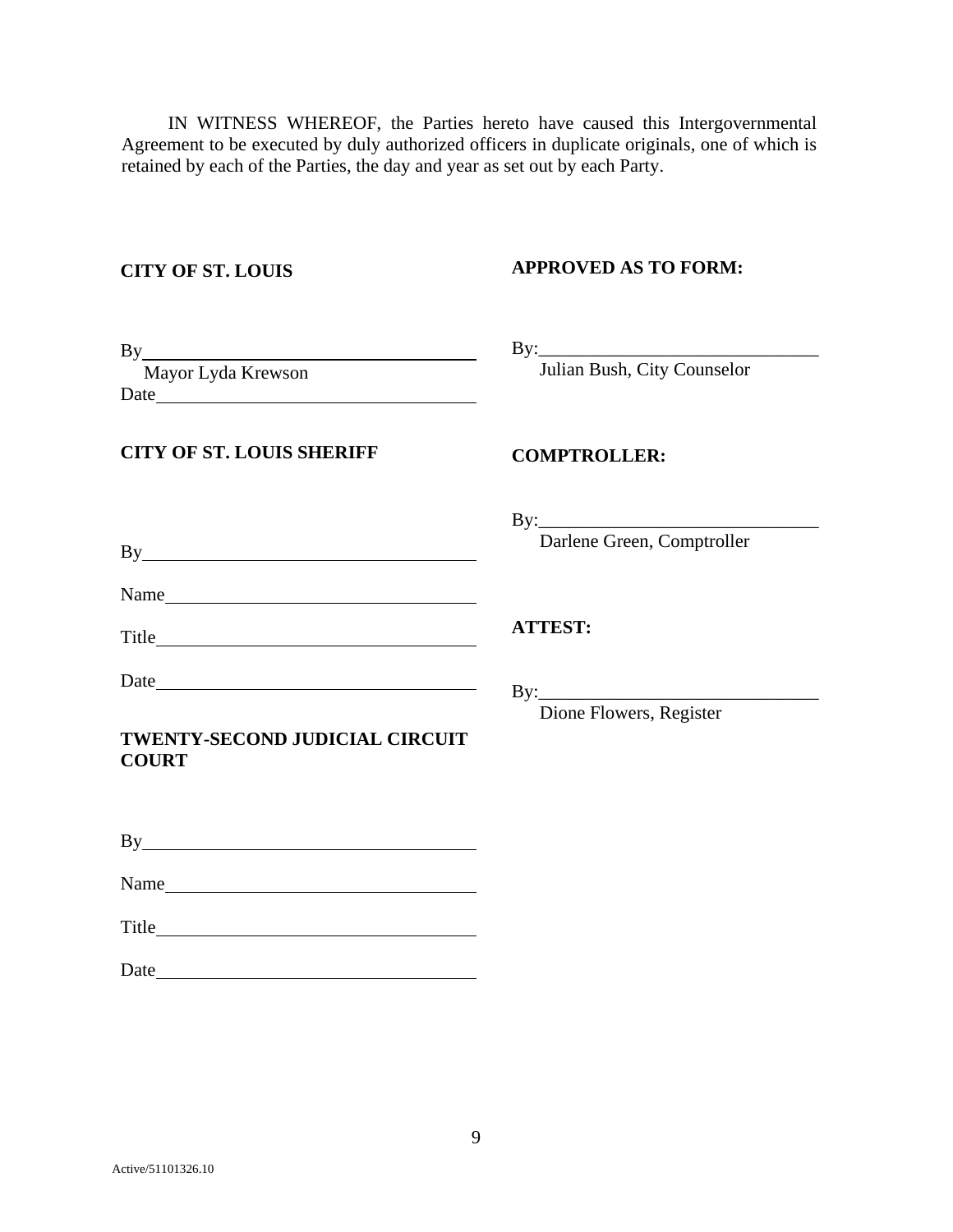IN WITNESS WHEREOF, the Parties hereto have caused this Intergovernmental Agreement to be executed by duly authorized officers in duplicate originals, one of which is retained by each of the Parties, the day and year as set out by each Party.

**CITY OF ST. LOUIS**

By\_\_\_\_\_\_\_\_\_\_\_\_\_\_\_\_\_\_\_\_\_\_\_\_\_\_\_\_\_\_\_\_\_\_\_\_
Mayor Lyda Krewson
Date\_\_\_\_\_\_\_\_\_\_\_\_\_\_\_\_\_\_\_\_\_\_\_\_\_\_\_\_\_\_\_\_\_\_

**CITY OF ST. LOUIS SHERIFF**

By\_\_\_\_\_\_\_\_\_\_\_\_\_\_\_\_\_\_\_\_\_\_\_\_\_\_\_\_\_\_\_\_\_\_\_\_

Name\_\_\_\_\_\_\_\_\_\_\_\_\_\_\_\_\_\_\_\_\_\_\_\_\_\_\_\_\_\_\_\_\_\_

Title\_\_\_\_\_\_\_\_\_\_\_\_\_\_\_\_\_\_\_\_\_\_\_\_\_\_\_\_\_\_\_\_\_\_\_

Date\_\_\_\_\_\_\_\_\_\_\_\_\_\_\_\_\_\_\_\_\_\_\_\_\_\_\_\_\_\_\_\_\_\_

**TWENTY-SECOND JUDICIAL CIRCUIT COURT**

By\_\_\_\_\_\_\_\_\_\_\_\_\_\_\_\_\_\_\_\_\_\_\_\_\_\_\_\_\_\_\_\_\_\_\_\_

Name\_\_\_\_\_\_\_\_\_\_\_\_\_\_\_\_\_\_\_\_\_\_\_\_\_\_\_\_\_\_\_\_\_\_

Title\_\_\_\_\_\_\_\_\_\_\_\_\_\_\_\_\_\_\_\_\_\_\_\_\_\_\_\_\_\_\_\_\_\_\_

Date\_\_\_\_\_\_\_\_\_\_\_\_\_\_\_\_\_\_\_\_\_\_\_\_\_\_\_\_\_\_\_\_\_\_

**APPROVED AS TO FORM:**

By:\_\_\_\_\_\_\_\_\_\_\_\_\_\_\_\_\_\_\_\_\_\_\_\_\_\_\_\_\_\_
Julian Bush, City Counselor

**COMPTROLLER:**

By:\_\_\_\_\_\_\_\_\_\_\_\_\_\_\_\_\_\_\_\_\_\_\_\_\_\_\_\_\_\_
Darlene Green, Comptroller

**ATTEST:**

By:\_\_\_\_\_\_\_\_\_\_\_\_\_\_\_\_\_\_\_\_\_\_\_\_\_\_\_\_\_\_
Dione Flowers, Register

Active/51101326.10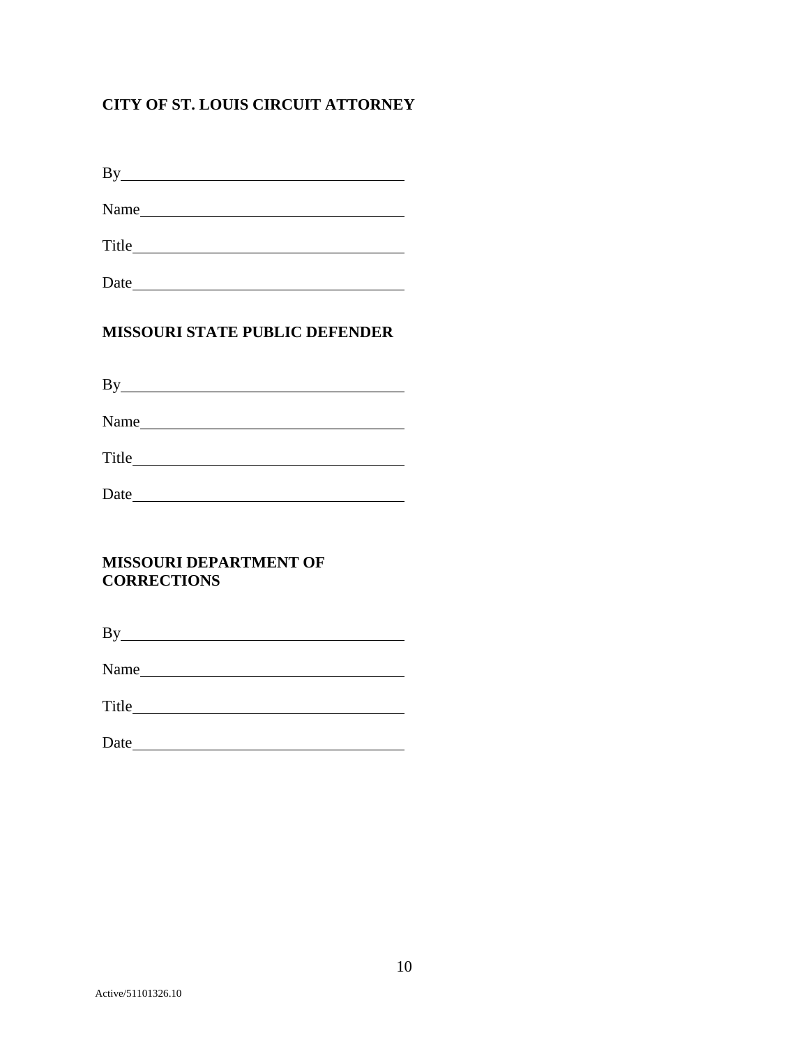**CITY OF ST. LOUIS CIRCUIT ATTORNEY**

By\_\_\_\_\_\_\_\_\_\_\_\_\_\_\_\_\_\_\_\_\_\_\_\_\_\_\_\_\_\_\_\_\_\_\_\_

Name\_\_\_\_\_\_\_\_\_\_\_\_\_\_\_\_\_\_\_\_\_\_\_\_\_\_\_\_\_\_\_\_\_\_

Title\_\_\_\_\_\_\_\_\_\_\_\_\_\_\_\_\_\_\_\_\_\_\_\_\_\_\_\_\_\_\_\_\_\_\_

Date\_\_\_\_\_\_\_\_\_\_\_\_\_\_\_\_\_\_\_\_\_\_\_\_\_\_\_\_\_\_\_\_\_\_\_

**MISSOURI STATE PUBLIC DEFENDER**

By\_\_\_\_\_\_\_\_\_\_\_\_\_\_\_\_\_\_\_\_\_\_\_\_\_\_\_\_\_\_\_\_\_\_\_\_

Name\_\_\_\_\_\_\_\_\_\_\_\_\_\_\_\_\_\_\_\_\_\_\_\_\_\_\_\_\_\_\_\_\_\_

Title\_\_\_\_\_\_\_\_\_\_\_\_\_\_\_\_\_\_\_\_\_\_\_\_\_\_\_\_\_\_\_\_\_\_\_

Date\_\_\_\_\_\_\_\_\_\_\_\_\_\_\_\_\_\_\_\_\_\_\_\_\_\_\_\_\_\_\_\_\_\_\_

**MISSOURI DEPARTMENT OF CORRECTIONS**

By\_\_\_\_\_\_\_\_\_\_\_\_\_\_\_\_\_\_\_\_\_\_\_\_\_\_\_\_\_\_\_\_\_\_\_\_

Name\_\_\_\_\_\_\_\_\_\_\_\_\_\_\_\_\_\_\_\_\_\_\_\_\_\_\_\_\_\_\_\_\_\_

Title\_\_\_\_\_\_\_\_\_\_\_\_\_\_\_\_\_\_\_\_\_\_\_\_\_\_\_\_\_\_\_\_\_\_\_

Date\_\_\_\_\_\_\_\_\_\_\_\_\_\_\_\_\_\_\_\_\_\_\_\_\_\_\_\_\_\_\_\_\_\_\_

Active/51101326.10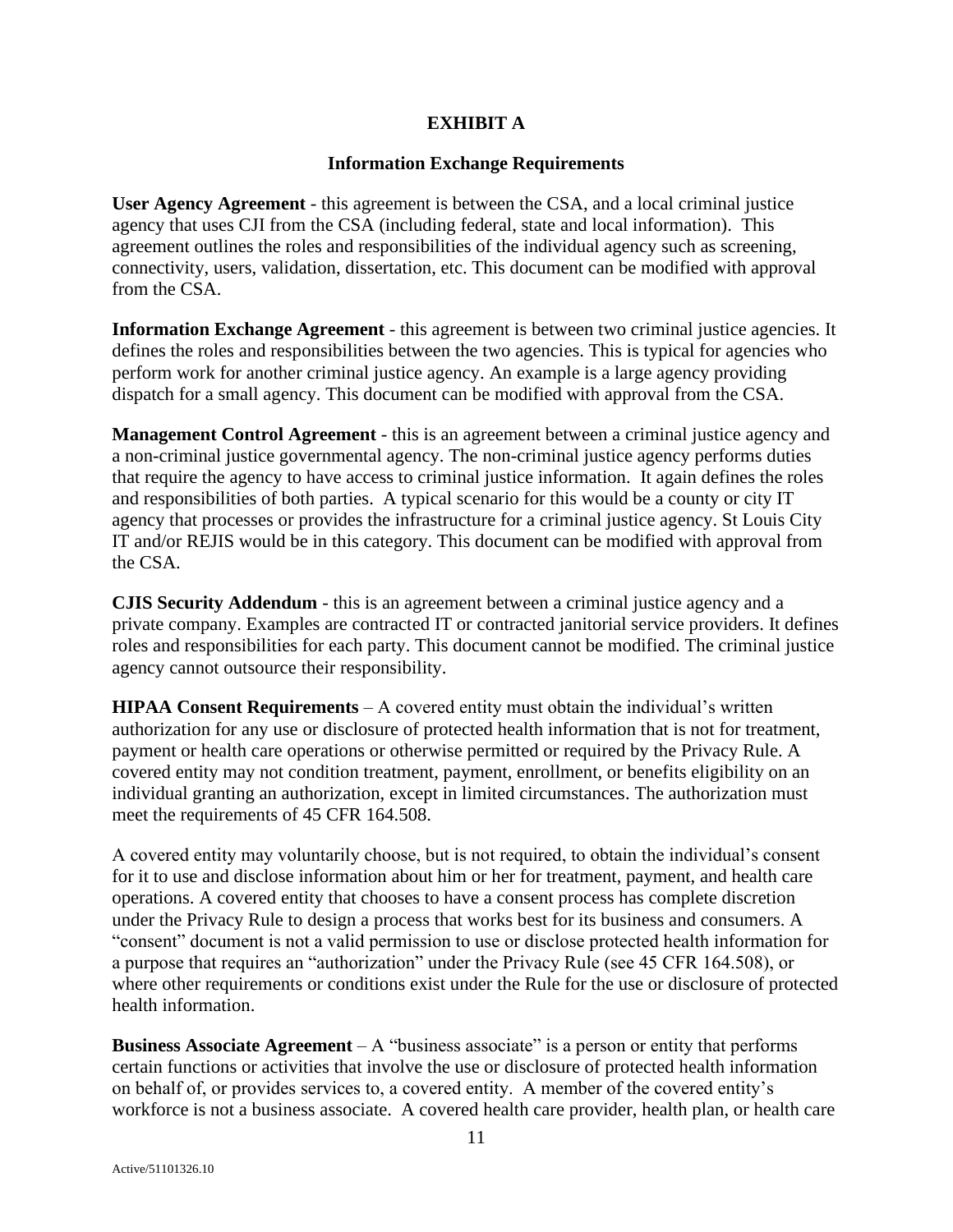# EXHIBIT A

## Information Exchange Requirements

**User Agency Agreement** - this agreement is between the CSA, and a local criminal justice agency that uses CJI from the CSA (including federal, state and local information). This agreement outlines the roles and responsibilities of the individual agency such as screening, connectivity, users, validation, dissertation, etc. This document can be modified with approval from the CSA.

**Information Exchange Agreement** - this agreement is between two criminal justice agencies. It defines the roles and responsibilities between the two agencies. This is typical for agencies who perform work for another criminal justice agency. An example is a large agency providing dispatch for a small agency. This document can be modified with approval from the CSA.

**Management Control Agreement** - this is an agreement between a criminal justice agency and a non-criminal justice governmental agency. The non-criminal justice agency performs duties that require the agency to have access to criminal justice information. It again defines the roles and responsibilities of both parties. A typical scenario for this would be a county or city IT agency that processes or provides the infrastructure for a criminal justice agency. St Louis City IT and/or REJIS would be in this category. This document can be modified with approval from the CSA.

**CJIS Security Addendum** - this is an agreement between a criminal justice agency and a private company. Examples are contracted IT or contracted janitorial service providers. It defines roles and responsibilities for each party. This document cannot be modified. The criminal justice agency cannot outsource their responsibility.

**HIPAA Consent Requirements** – A covered entity must obtain the individual's written authorization for any use or disclosure of protected health information that is not for treatment, payment or health care operations or otherwise permitted or required by the Privacy Rule. A covered entity may not condition treatment, payment, enrollment, or benefits eligibility on an individual granting an authorization, except in limited circumstances. The authorization must meet the requirements of 45 CFR 164.508.

A covered entity may voluntarily choose, but is not required, to obtain the individual's consent for it to use and disclose information about him or her for treatment, payment, and health care operations. A covered entity that chooses to have a consent process has complete discretion under the Privacy Rule to design a process that works best for its business and consumers. A "consent" document is not a valid permission to use or disclose protected health information for a purpose that requires an "authorization" under the Privacy Rule (see 45 CFR 164.508), or where other requirements or conditions exist under the Rule for the use or disclosure of protected health information.

**Business Associate Agreement** – A "business associate" is a person or entity that performs certain functions or activities that involve the use or disclosure of protected health information on behalf of, or provides services to, a covered entity. A member of the covered entity's workforce is not a business associate. A covered health care provider, health plan, or health care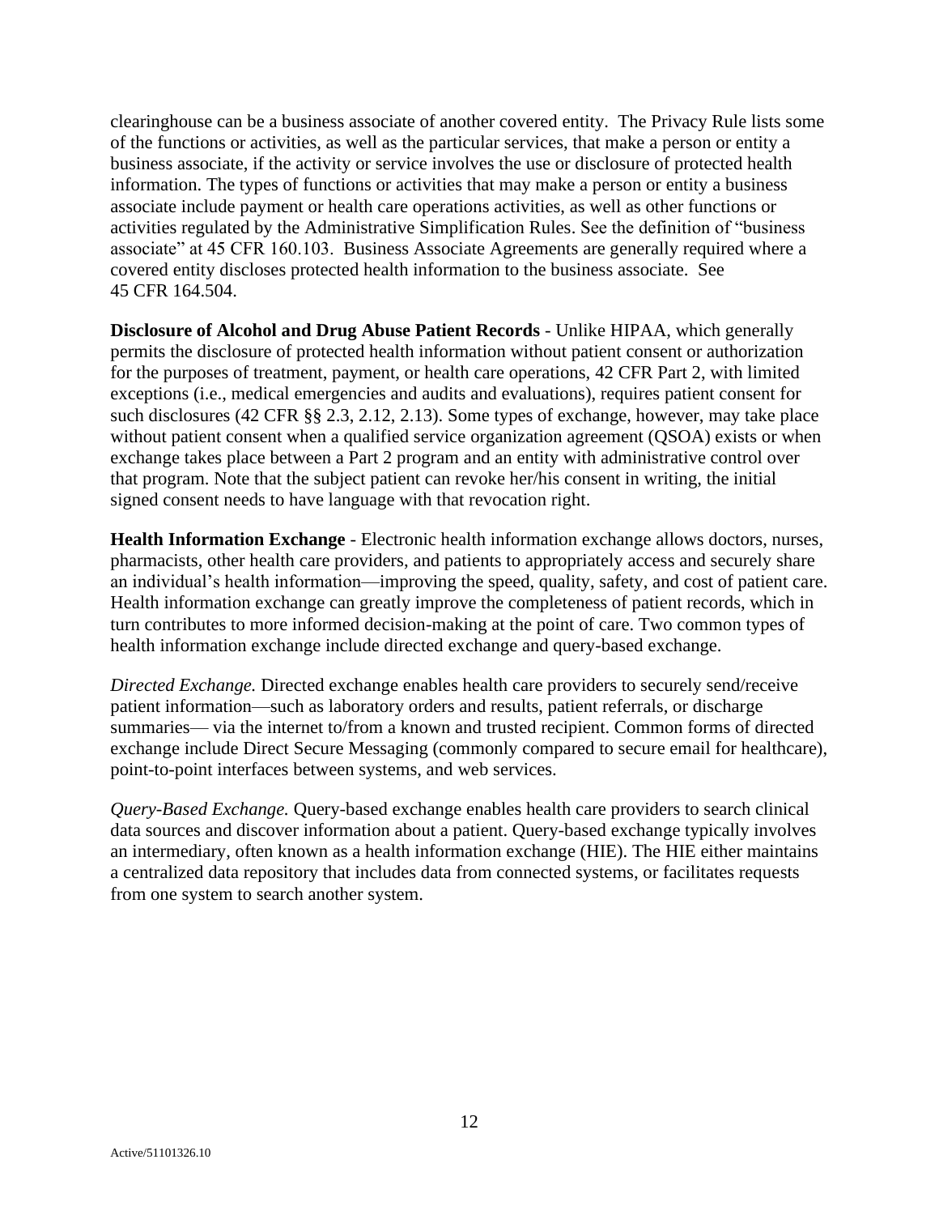clearinghouse can be a business associate of another covered entity. The Privacy Rule lists some of the functions or activities, as well as the particular services, that make a person or entity a business associate, if the activity or service involves the use or disclosure of protected health information. The types of functions or activities that may make a person or entity a business associate include payment or health care operations activities, as well as other functions or activities regulated by the Administrative Simplification Rules. See the definition of "business associate" at 45 CFR 160.103. Business Associate Agreements are generally required where a covered entity discloses protected health information to the business associate. See 45 CFR 164.504.

**Disclosure of Alcohol and Drug Abuse Patient Records** - Unlike HIPAA, which generally permits the disclosure of protected health information without patient consent or authorization for the purposes of treatment, payment, or health care operations, 42 CFR Part 2, with limited exceptions (i.e., medical emergencies and audits and evaluations), requires patient consent for such disclosures (42 CFR §§ 2.3, 2.12, 2.13). Some types of exchange, however, may take place without patient consent when a qualified service organization agreement (QSOA) exists or when exchange takes place between a Part 2 program and an entity with administrative control over that program. Note that the subject patient can revoke her/his consent in writing, the initial signed consent needs to have language with that revocation right.

**Health Information Exchange** - Electronic health information exchange allows doctors, nurses, pharmacists, other health care providers, and patients to appropriately access and securely share an individual's health information—improving the speed, quality, safety, and cost of patient care. Health information exchange can greatly improve the completeness of patient records, which in turn contributes to more informed decision-making at the point of care. Two common types of health information exchange include directed exchange and query-based exchange.

*Directed Exchange.* Directed exchange enables health care providers to securely send/receive patient information—such as laboratory orders and results, patient referrals, or discharge summaries— via the internet to/from a known and trusted recipient. Common forms of directed exchange include Direct Secure Messaging (commonly compared to secure email for healthcare), point-to-point interfaces between systems, and web services.

*Query-Based Exchange.* Query-based exchange enables health care providers to search clinical data sources and discover information about a patient. Query-based exchange typically involves an intermediary, often known as a health information exchange (HIE). The HIE either maintains a centralized data repository that includes data from connected systems, or facilitates requests from one system to search another system.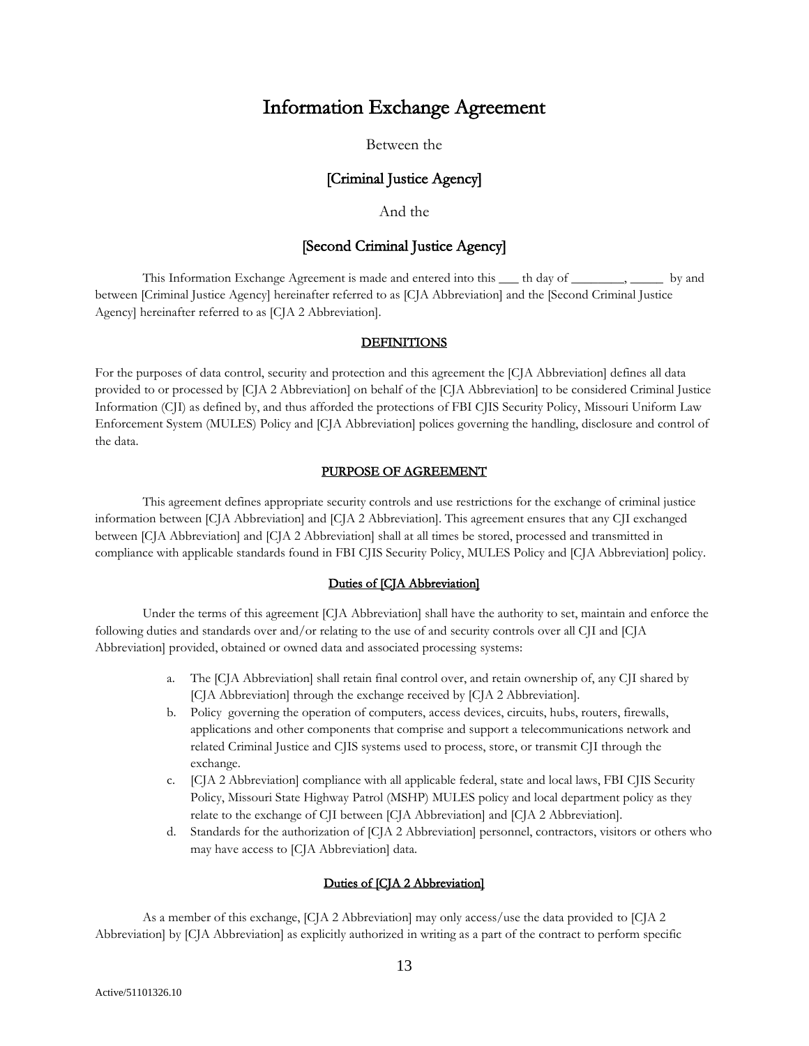# Information Exchange Agreement

Between the

## [Criminal Justice Agency]

And the

## [Second Criminal Justice Agency]

This Information Exchange Agreement is made and entered into this ___ th day of ________, _____ by and between [Criminal Justice Agency] hereinafter referred to as [CJA Abbreviation] and the [Second Criminal Justice Agency] hereinafter referred to as [CJA 2 Abbreviation].

### DEFINITIONS

For the purposes of data control, security and protection and this agreement the [CJA Abbreviation] defines all data provided to or processed by [CJA 2 Abbreviation] on behalf of the [CJA Abbreviation] to be considered Criminal Justice Information (CJI) as defined by, and thus afforded the protections of FBI CJIS Security Policy, Missouri Uniform Law Enforcement System (MULES) Policy and [CJA Abbreviation] polices governing the handling, disclosure and control of the data.

### PURPOSE OF AGREEMENT

This agreement defines appropriate security controls and use restrictions for the exchange of criminal justice information between [CJA Abbreviation] and [CJA 2 Abbreviation]. This agreement ensures that any CJI exchanged between [CJA Abbreviation] and [CJA 2 Abbreviation] shall at all times be stored, processed and transmitted in compliance with applicable standards found in FBI CJIS Security Policy, MULES Policy and [CJA Abbreviation] policy.

### Duties of [CJA Abbreviation]

Under the terms of this agreement [CJA Abbreviation] shall have the authority to set, maintain and enforce the following duties and standards over and/or relating to the use of and security controls over all CJI and [CJA Abbreviation] provided, obtained or owned data and associated processing systems:

a. The [CJA Abbreviation] shall retain final control over, and retain ownership of, any CJI shared by [CJA Abbreviation] through the exchange received by [CJA 2 Abbreviation].
b. Policy governing the operation of computers, access devices, circuits, hubs, routers, firewalls, applications and other components that comprise and support a telecommunications network and related Criminal Justice and CJIS systems used to process, store, or transmit CJI through the exchange.
c. [CJA 2 Abbreviation] compliance with all applicable federal, state and local laws, FBI CJIS Security Policy, Missouri State Highway Patrol (MSHP) MULES policy and local department policy as they relate to the exchange of CJI between [CJA Abbreviation] and [CJA 2 Abbreviation].
d. Standards for the authorization of [CJA 2 Abbreviation] personnel, contractors, visitors or others who may have access to [CJA Abbreviation] data.

### Duties of [CJA 2 Abbreviation]

As a member of this exchange, [CJA 2 Abbreviation] may only access/use the data provided to [CJA 2 Abbreviation] by [CJA Abbreviation] as explicitly authorized in writing as a part of the contract to perform specific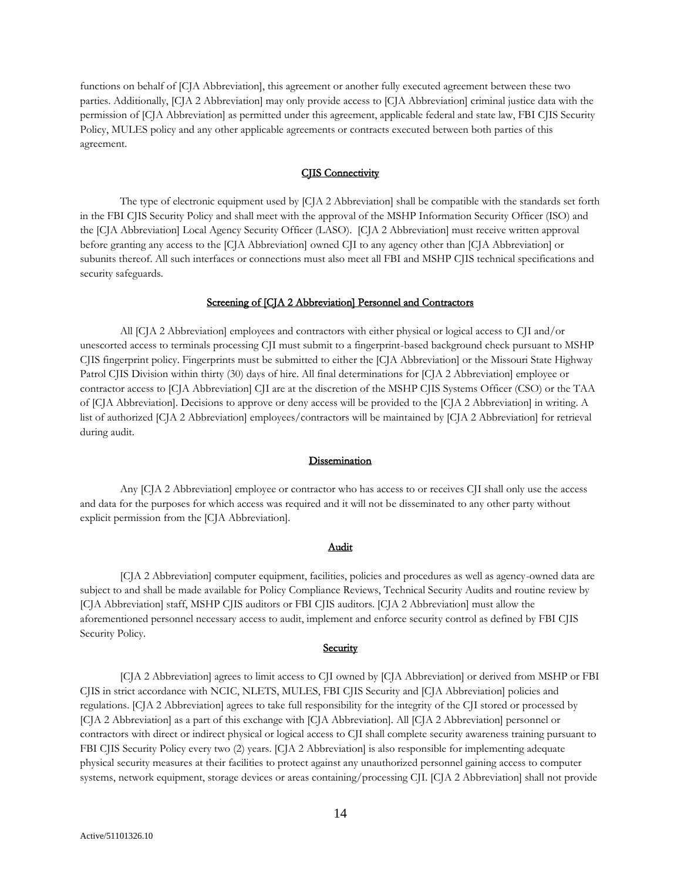functions on behalf of [CJA Abbreviation], this agreement or another fully executed agreement between these two parties. Additionally, [CJA 2 Abbreviation] may only provide access to [CJA Abbreviation] criminal justice data with the permission of [CJA Abbreviation] as permitted under this agreement, applicable federal and state law, FBI CJIS Security Policy, MULES policy and any other applicable agreements or contracts executed between both parties of this agreement.

## CJIS Connectivity

The type of electronic equipment used by [CJA 2 Abbreviation] shall be compatible with the standards set forth in the FBI CJIS Security Policy and shall meet with the approval of the MSHP Information Security Officer (ISO) and the [CJA Abbreviation] Local Agency Security Officer (LASO). [CJA 2 Abbreviation] must receive written approval before granting any access to the [CJA Abbreviation] owned CJI to any agency other than [CJA Abbreviation] or subunits thereof. All such interfaces or connections must also meet all FBI and MSHP CJIS technical specifications and security safeguards.

## Screening of [CJA 2 Abbreviation] Personnel and Contractors

All [CJA 2 Abbreviation] employees and contractors with either physical or logical access to CJI and/or unescorted access to terminals processing CJI must submit to a fingerprint-based background check pursuant to MSHP CJIS fingerprint policy. Fingerprints must be submitted to either the [CJA Abbreviation] or the Missouri State Highway Patrol CJIS Division within thirty (30) days of hire. All final determinations for [CJA 2 Abbreviation] employee or contractor access to [CJA Abbreviation] CJI are at the discretion of the MSHP CJIS Systems Officer (CSO) or the TAA of [CJA Abbreviation]. Decisions to approve or deny access will be provided to the [CJA 2 Abbreviation] in writing. A list of authorized [CJA 2 Abbreviation] employees/contractors will be maintained by [CJA 2 Abbreviation] for retrieval during audit.

## Dissemination

Any [CJA 2 Abbreviation] employee or contractor who has access to or receives CJI shall only use the access and data for the purposes for which access was required and it will not be disseminated to any other party without explicit permission from the [CJA Abbreviation].

## Audit

[CJA 2 Abbreviation] computer equipment, facilities, policies and procedures as well as agency-owned data are subject to and shall be made available for Policy Compliance Reviews, Technical Security Audits and routine review by [CJA Abbreviation] staff, MSHP CJIS auditors or FBI CJIS auditors. [CJA 2 Abbreviation] must allow the aforementioned personnel necessary access to audit, implement and enforce security control as defined by FBI CJIS Security Policy.

## Security

[CJA 2 Abbreviation] agrees to limit access to CJI owned by [CJA Abbreviation] or derived from MSHP or FBI CJIS in strict accordance with NCIC, NLETS, MULES, FBI CJIS Security and [CJA Abbreviation] policies and regulations. [CJA 2 Abbreviation] agrees to take full responsibility for the integrity of the CJI stored or processed by [CJA 2 Abbreviation] as a part of this exchange with [CJA Abbreviation]. All [CJA 2 Abbreviation] personnel or contractors with direct or indirect physical or logical access to CJI shall complete security awareness training pursuant to FBI CJIS Security Policy every two (2) years. [CJA 2 Abbreviation] is also responsible for implementing adequate physical security measures at their facilities to protect against any unauthorized personnel gaining access to computer systems, network equipment, storage devices or areas containing/processing CJI. [CJA 2 Abbreviation] shall not provide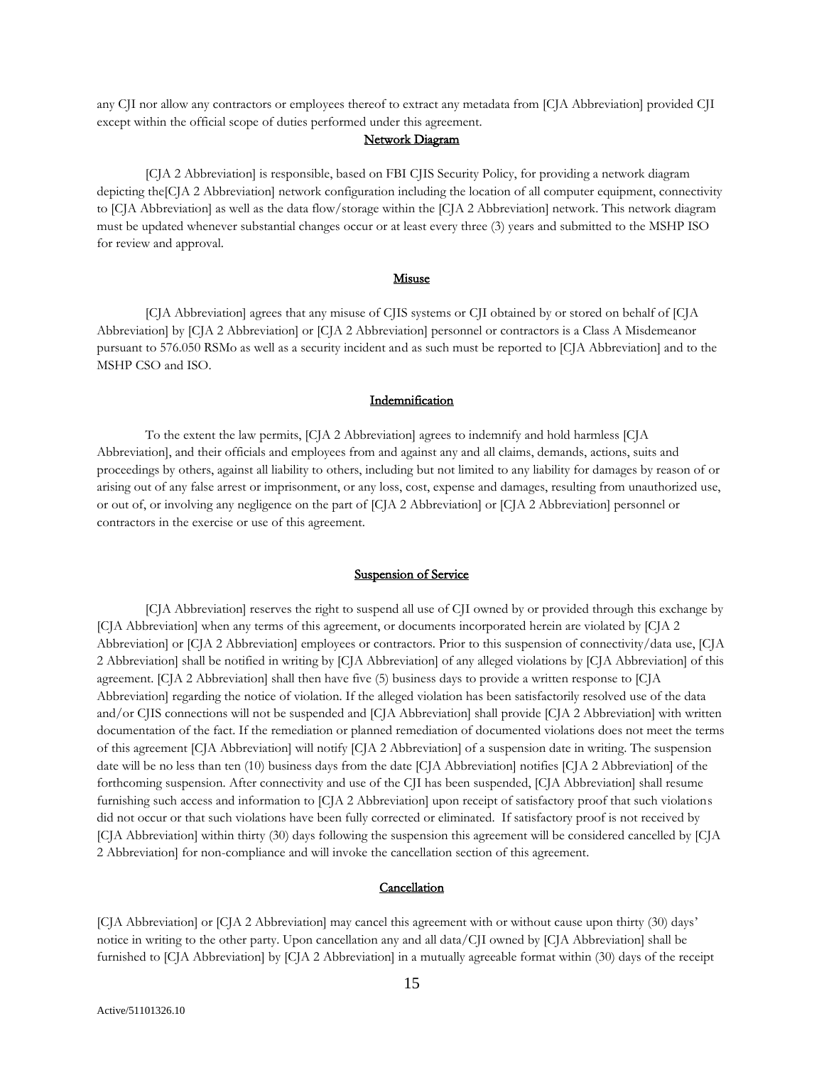any CJI nor allow any contractors or employees thereof to extract any metadata from [CJA Abbreviation] provided CJI except within the official scope of duties performed under this agreement.

## Network Diagram

[CJA 2 Abbreviation] is responsible, based on FBI CJIS Security Policy, for providing a network diagram depicting the[CJA 2 Abbreviation] network configuration including the location of all computer equipment, connectivity to [CJA Abbreviation] as well as the data flow/storage within the [CJA 2 Abbreviation] network. This network diagram must be updated whenever substantial changes occur or at least every three (3) years and submitted to the MSHP ISO for review and approval.

## Misuse

[CJA Abbreviation] agrees that any misuse of CJIS systems or CJI obtained by or stored on behalf of [CJA Abbreviation] by [CJA 2 Abbreviation] or [CJA 2 Abbreviation] personnel or contractors is a Class A Misdemeanor pursuant to 576.050 RSMo as well as a security incident and as such must be reported to [CJA Abbreviation] and to the MSHP CSO and ISO.

## Indemnification

To the extent the law permits, [CJA 2 Abbreviation] agrees to indemnify and hold harmless [CJA Abbreviation], and their officials and employees from and against any and all claims, demands, actions, suits and proceedings by others, against all liability to others, including but not limited to any liability for damages by reason of or arising out of any false arrest or imprisonment, or any loss, cost, expense and damages, resulting from unauthorized use, or out of, or involving any negligence on the part of [CJA 2 Abbreviation] or [CJA 2 Abbreviation] personnel or contractors in the exercise or use of this agreement.

## Suspension of Service

[CJA Abbreviation] reserves the right to suspend all use of CJI owned by or provided through this exchange by [CJA Abbreviation] when any terms of this agreement, or documents incorporated herein are violated by [CJA 2 Abbreviation] or [CJA 2 Abbreviation] employees or contractors. Prior to this suspension of connectivity/data use, [CJA 2 Abbreviation] shall be notified in writing by [CJA Abbreviation] of any alleged violations by [CJA Abbreviation] of this agreement. [CJA 2 Abbreviation] shall then have five (5) business days to provide a written response to [CJA Abbreviation] regarding the notice of violation. If the alleged violation has been satisfactorily resolved use of the data and/or CJIS connections will not be suspended and [CJA Abbreviation] shall provide [CJA 2 Abbreviation] with written documentation of the fact. If the remediation or planned remediation of documented violations does not meet the terms of this agreement [CJA Abbreviation] will notify [CJA 2 Abbreviation] of a suspension date in writing. The suspension date will be no less than ten (10) business days from the date [CJA Abbreviation] notifies [CJA 2 Abbreviation] of the forthcoming suspension. After connectivity and use of the CJI has been suspended, [CJA Abbreviation] shall resume furnishing such access and information to [CJA 2 Abbreviation] upon receipt of satisfactory proof that such violations did not occur or that such violations have been fully corrected or eliminated. If satisfactory proof is not received by [CJA Abbreviation] within thirty (30) days following the suspension this agreement will be considered cancelled by [CJA 2 Abbreviation] for non-compliance and will invoke the cancellation section of this agreement.

## Cancellation

[CJA Abbreviation] or [CJA 2 Abbreviation] may cancel this agreement with or without cause upon thirty (30) days' notice in writing to the other party. Upon cancellation any and all data/CJI owned by [CJA Abbreviation] shall be furnished to [CJA Abbreviation] by [CJA 2 Abbreviation] in a mutually agreeable format within (30) days of the receipt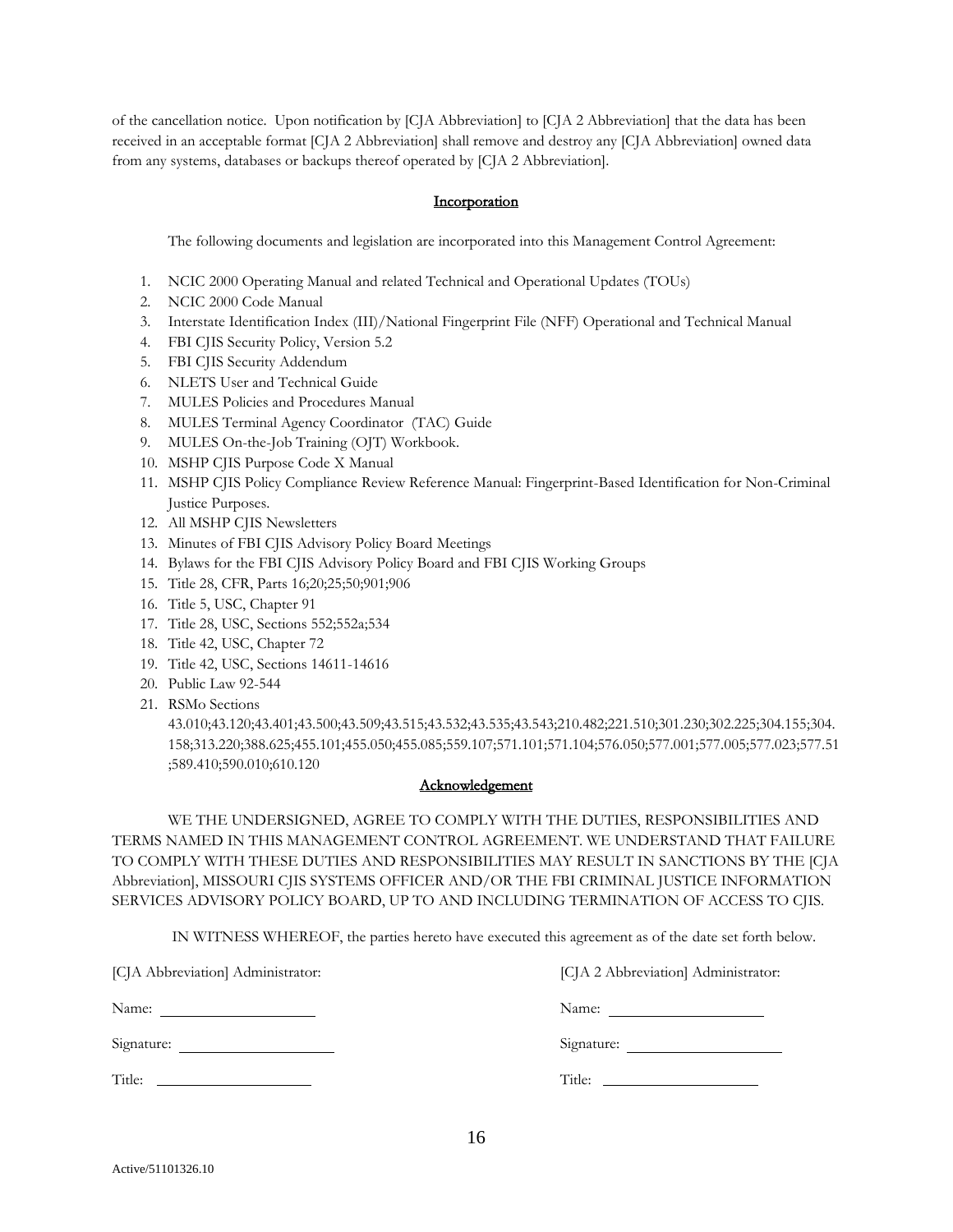of the cancellation notice. Upon notification by [CJA Abbreviation] to [CJA 2 Abbreviation] that the data has been received in an acceptable format [CJA 2 Abbreviation] shall remove and destroy any [CJA Abbreviation] owned data from any systems, databases or backups thereof operated by [CJA 2 Abbreviation].

## Incorporation

The following documents and legislation are incorporated into this Management Control Agreement:

1. NCIC 2000 Operating Manual and related Technical and Operational Updates (TOUs)
2. NCIC 2000 Code Manual
3. Interstate Identification Index (III)/National Fingerprint File (NFF) Operational and Technical Manual
4. FBI CJIS Security Policy, Version 5.2
5. FBI CJIS Security Addendum
6. NLETS User and Technical Guide
7. MULES Policies and Procedures Manual
8. MULES Terminal Agency Coordinator (TAC) Guide
9. MULES On-the-Job Training (OJT) Workbook.
10. MSHP CJIS Purpose Code X Manual
11. MSHP CJIS Policy Compliance Review Reference Manual: Fingerprint-Based Identification for Non-Criminal Justice Purposes.
12. All MSHP CJIS Newsletters
13. Minutes of FBI CJIS Advisory Policy Board Meetings
14. Bylaws for the FBI CJIS Advisory Policy Board and FBI CJIS Working Groups
15. Title 28, CFR, Parts 16;20;25;50;901;906
16. Title 5, USC, Chapter 91
17. Title 28, USC, Sections 552;552a;534
18. Title 42, USC, Chapter 72
19. Title 42, USC, Sections 14611-14616
20. Public Law 92-544
21. RSMo Sections 43.010;43.120;43.401;43.500;43.509;43.515;43.532;43.535;43.543;210.482;221.510;301.230;302.225;304.155;304.158;313.220;388.625;455.101;455.050;455.085;559.107;571.101;571.104;576.050;577.001;577.005;577.023;577.51;589.410;590.010;610.120

## Acknowledgement

WE THE UNDERSIGNED, AGREE TO COMPLY WITH THE DUTIES, RESPONSIBILITIES AND TERMS NAMED IN THIS MANAGEMENT CONTROL AGREEMENT. WE UNDERSTAND THAT FAILURE TO COMPLY WITH THESE DUTIES AND RESPONSIBILITIES MAY RESULT IN SANCTIONS BY THE [CJA Abbreviation], MISSOURI CJIS SYSTEMS OFFICER AND/OR THE FBI CRIMINAL JUSTICE INFORMATION SERVICES ADVISORY POLICY BOARD, UP TO AND INCLUDING TERMINATION OF ACCESS TO CJIS.

IN WITNESS WHEREOF, the parties hereto have executed this agreement as of the date set forth below.

[CJA Abbreviation] Administrator:

Name: ____________________

Signature: ____________________

Title: ____________________

[CJA 2 Abbreviation] Administrator:

Name: ____________________

Signature: ____________________

Title: ____________________

Active/51101326.10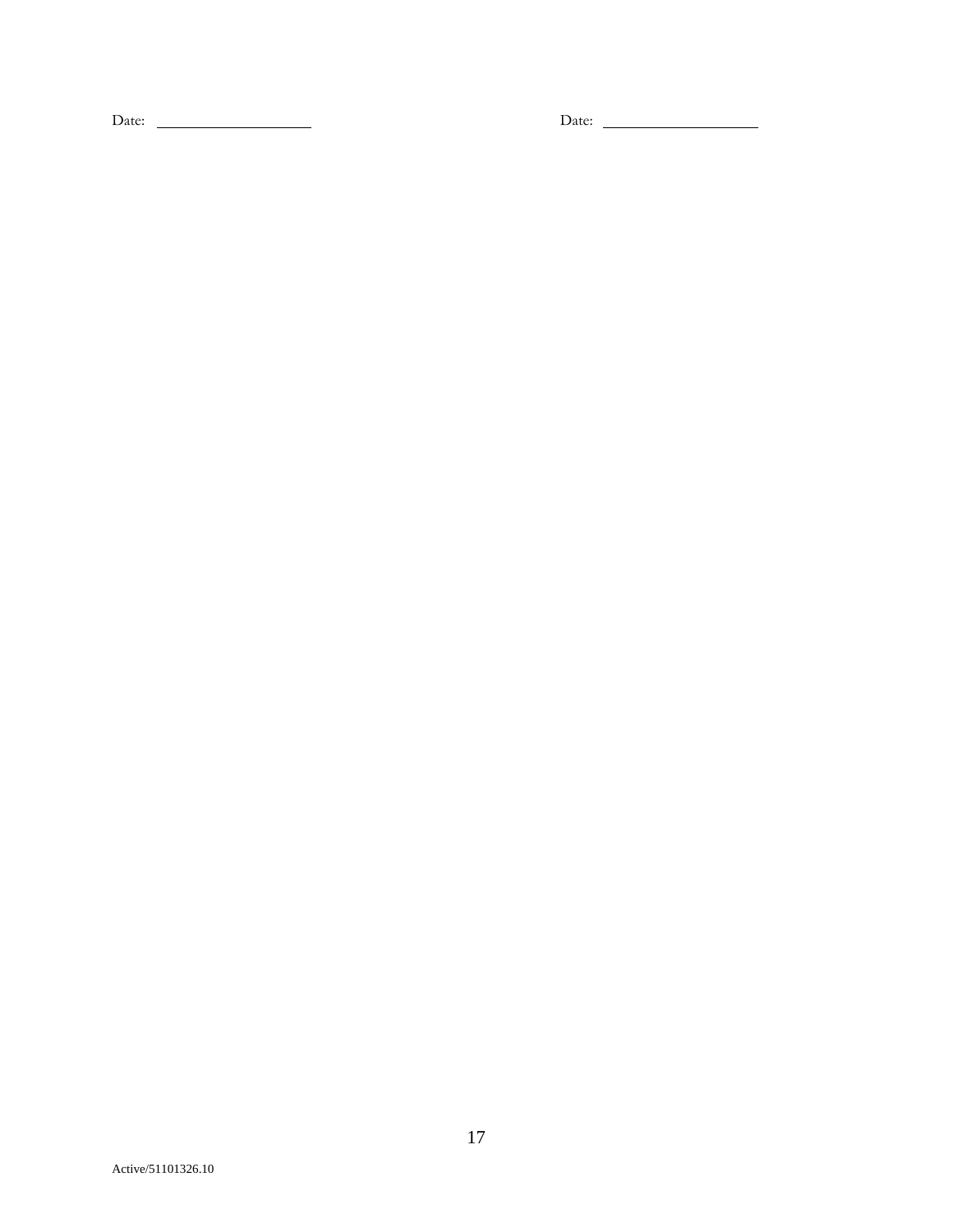Date: ____________________ Date: ____________________

Active/51101326.10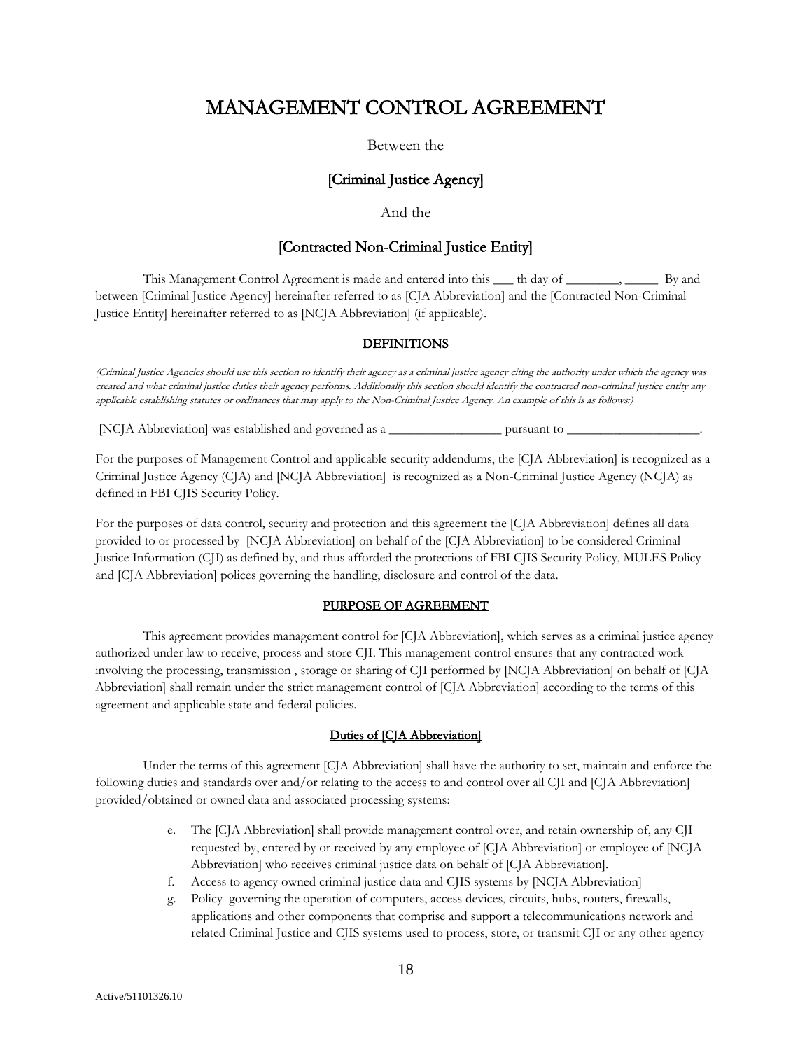# MANAGEMENT CONTROL AGREEMENT

Between the

## [Criminal Justice Agency]

And the

## [Contracted Non-Criminal Justice Entity]

This Management Control Agreement is made and entered into this ___ th day of ________, _____ By and between [Criminal Justice Agency] hereinafter referred to as [CJA Abbreviation] and the [Contracted Non-Criminal Justice Entity] hereinafter referred to as [NCJA Abbreviation] (if applicable).

### DEFINITIONS

*(Criminal Justice Agencies should use this section to identify their agency as a criminal justice agency citing the authority under which the agency was created and what criminal justice duties their agency performs. Additionally this section should identify the contracted non-criminal justice entity any applicable establishing statutes or ordinances that may apply to the Non-Criminal Justice Agency. An example of this is as follows:)*

[NCJA Abbreviation] was established and governed as a _________________ pursuant to ____________________.

For the purposes of Management Control and applicable security addendums, the [CJA Abbreviation] is recognized as a Criminal Justice Agency (CJA) and [NCJA Abbreviation] is recognized as a Non-Criminal Justice Agency (NCJA) as defined in FBI CJIS Security Policy.

For the purposes of data control, security and protection and this agreement the [CJA Abbreviation] defines all data provided to or processed by [NCJA Abbreviation] on behalf of the [CJA Abbreviation] to be considered Criminal Justice Information (CJI) as defined by, and thus afforded the protections of FBI CJIS Security Policy, MULES Policy and [CJA Abbreviation] polices governing the handling, disclosure and control of the data.

### PURPOSE OF AGREEMENT

This agreement provides management control for [CJA Abbreviation], which serves as a criminal justice agency authorized under law to receive, process and store CJI. This management control ensures that any contracted work involving the processing, transmission , storage or sharing of CJI performed by [NCJA Abbreviation] on behalf of [CJA Abbreviation] shall remain under the strict management control of [CJA Abbreviation] according to the terms of this agreement and applicable state and federal policies.

### Duties of [CJA Abbreviation]

Under the terms of this agreement [CJA Abbreviation] shall have the authority to set, maintain and enforce the following duties and standards over and/or relating to the access to and control over all CJI and [CJA Abbreviation] provided/obtained or owned data and associated processing systems:

e. The [CJA Abbreviation] shall provide management control over, and retain ownership of, any CJI requested by, entered by or received by any employee of [CJA Abbreviation] or employee of [NCJA Abbreviation] who receives criminal justice data on behalf of [CJA Abbreviation].
f. Access to agency owned criminal justice data and CJIS systems by [NCJA Abbreviation]
g. Policy governing the operation of computers, access devices, circuits, hubs, routers, firewalls, applications and other components that comprise and support a telecommunications network and related Criminal Justice and CJIS systems used to process, store, or transmit CJI or any other agency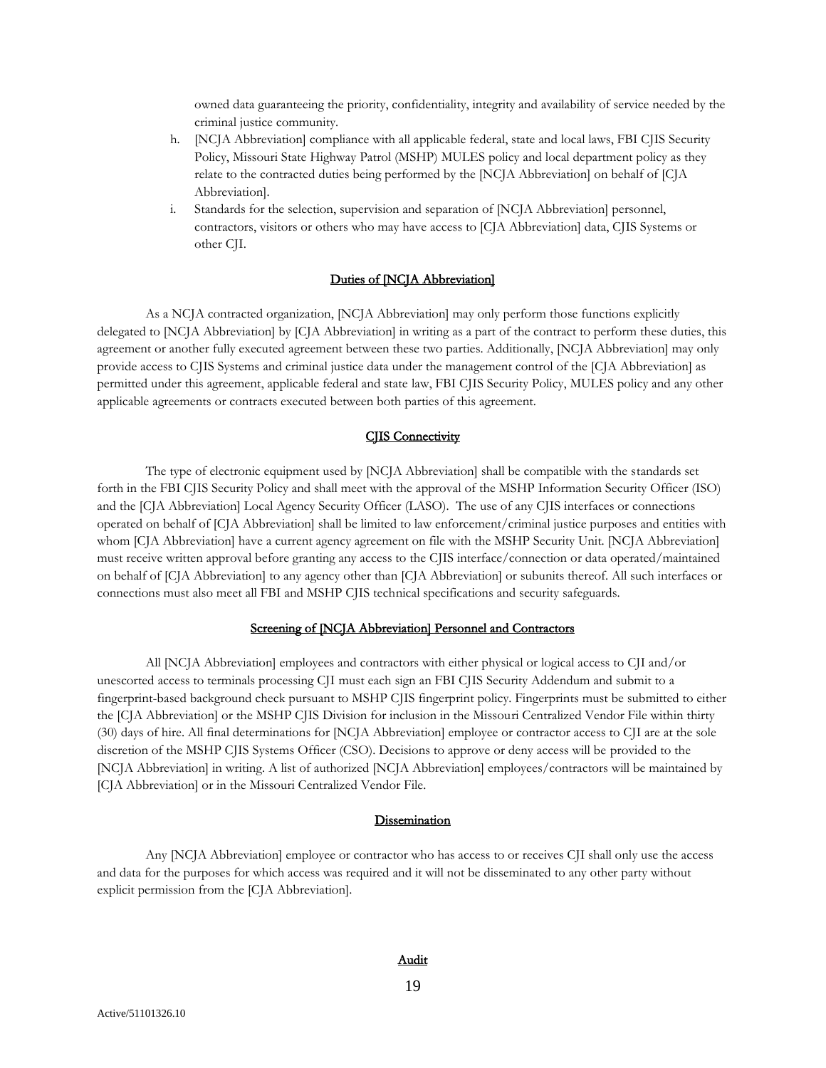owned data guaranteeing the priority, confidentiality, integrity and availability of service needed by the criminal justice community.

h. [NCJA Abbreviation] compliance with all applicable federal, state and local laws, FBI CJIS Security Policy, Missouri State Highway Patrol (MSHP) MULES policy and local department policy as they relate to the contracted duties being performed by the [NCJA Abbreviation] on behalf of [CJA Abbreviation].
i. Standards for the selection, supervision and separation of [NCJA Abbreviation] personnel, contractors, visitors or others who may have access to [CJA Abbreviation] data, CJIS Systems or other CJI.

## Duties of [NCJA Abbreviation]

As a NCJA contracted organization, [NCJA Abbreviation] may only perform those functions explicitly delegated to [NCJA Abbreviation] by [CJA Abbreviation] in writing as a part of the contract to perform these duties, this agreement or another fully executed agreement between these two parties. Additionally, [NCJA Abbreviation] may only provide access to CJIS Systems and criminal justice data under the management control of the [CJA Abbreviation] as permitted under this agreement, applicable federal and state law, FBI CJIS Security Policy, MULES policy and any other applicable agreements or contracts executed between both parties of this agreement.

## CJIS Connectivity

The type of electronic equipment used by [NCJA Abbreviation] shall be compatible with the standards set forth in the FBI CJIS Security Policy and shall meet with the approval of the MSHP Information Security Officer (ISO) and the [CJA Abbreviation] Local Agency Security Officer (LASO). The use of any CJIS interfaces or connections operated on behalf of [CJA Abbreviation] shall be limited to law enforcement/criminal justice purposes and entities with whom [CJA Abbreviation] have a current agency agreement on file with the MSHP Security Unit. [NCJA Abbreviation] must receive written approval before granting any access to the CJIS interface/connection or data operated/maintained on behalf of [CJA Abbreviation] to any agency other than [CJA Abbreviation] or subunits thereof. All such interfaces or connections must also meet all FBI and MSHP CJIS technical specifications and security safeguards.

## Screening of [NCJA Abbreviation] Personnel and Contractors

All [NCJA Abbreviation] employees and contractors with either physical or logical access to CJI and/or unescorted access to terminals processing CJI must each sign an FBI CJIS Security Addendum and submit to a fingerprint-based background check pursuant to MSHP CJIS fingerprint policy. Fingerprints must be submitted to either the [CJA Abbreviation] or the MSHP CJIS Division for inclusion in the Missouri Centralized Vendor File within thirty (30) days of hire. All final determinations for [NCJA Abbreviation] employee or contractor access to CJI are at the sole discretion of the MSHP CJIS Systems Officer (CSO). Decisions to approve or deny access will be provided to the [NCJA Abbreviation] in writing. A list of authorized [NCJA Abbreviation] employees/contractors will be maintained by [CJA Abbreviation] or in the Missouri Centralized Vendor File.

## Dissemination

Any [NCJA Abbreviation] employee or contractor who has access to or receives CJI shall only use the access and data for the purposes for which access was required and it will not be disseminated to any other party without explicit permission from the [CJA Abbreviation].

## Audit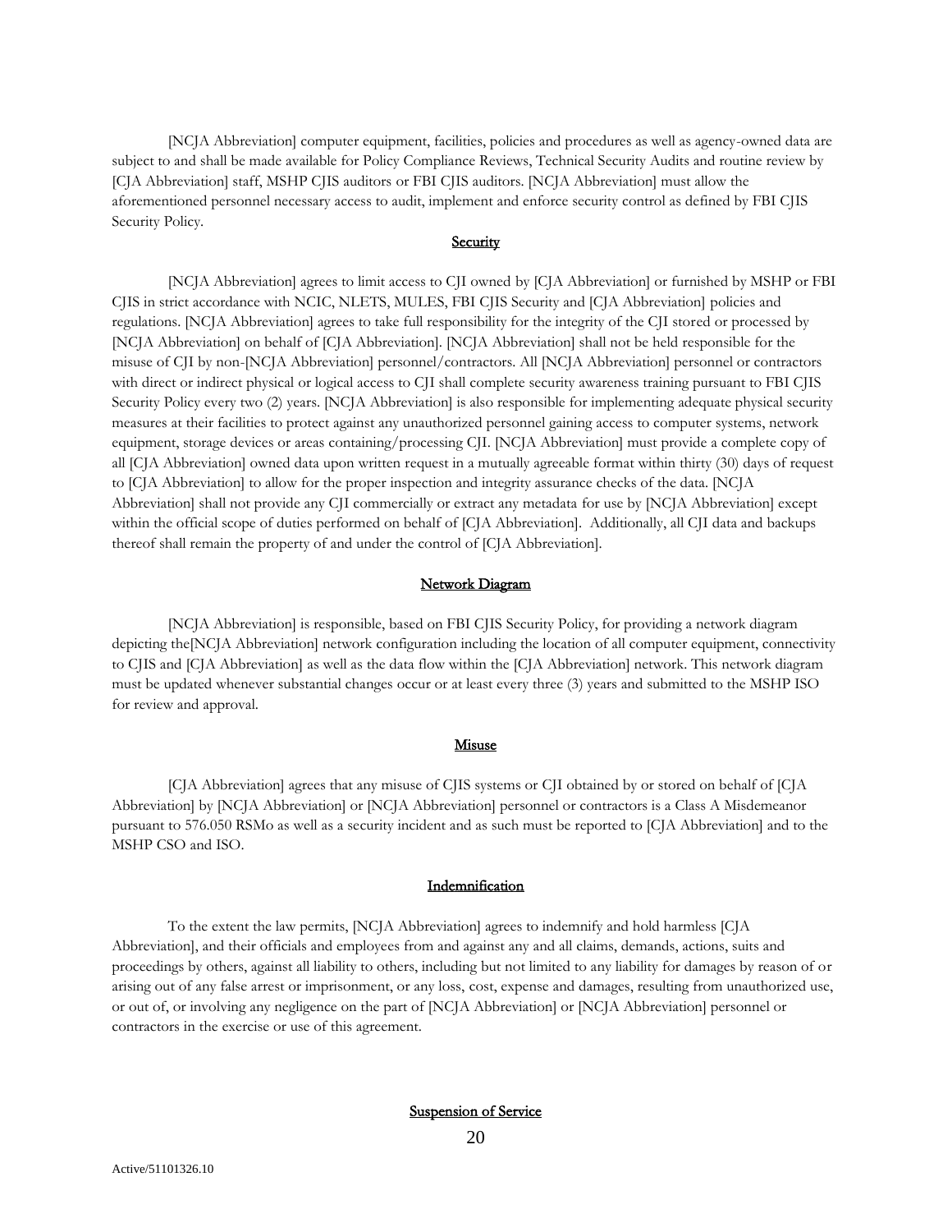[NCJA Abbreviation] computer equipment, facilities, policies and procedures as well as agency-owned data are subject to and shall be made available for Policy Compliance Reviews, Technical Security Audits and routine review by [CJA Abbreviation] staff, MSHP CJIS auditors or FBI CJIS auditors. [NCJA Abbreviation] must allow the aforementioned personnel necessary access to audit, implement and enforce security control as defined by FBI CJIS Security Policy.

**Security**

[NCJA Abbreviation] agrees to limit access to CJI owned by [CJA Abbreviation] or furnished by MSHP or FBI CJIS in strict accordance with NCIC, NLETS, MULES, FBI CJIS Security and [CJA Abbreviation] policies and regulations. [NCJA Abbreviation] agrees to take full responsibility for the integrity of the CJI stored or processed by [NCJA Abbreviation] on behalf of [CJA Abbreviation]. [NCJA Abbreviation] shall not be held responsible for the misuse of CJI by non-[NCJA Abbreviation] personnel/contractors. All [NCJA Abbreviation] personnel or contractors with direct or indirect physical or logical access to CJI shall complete security awareness training pursuant to FBI CJIS Security Policy every two (2) years. [NCJA Abbreviation] is also responsible for implementing adequate physical security measures at their facilities to protect against any unauthorized personnel gaining access to computer systems, network equipment, storage devices or areas containing/processing CJI. [NCJA Abbreviation] must provide a complete copy of all [CJA Abbreviation] owned data upon written request in a mutually agreeable format within thirty (30) days of request to [CJA Abbreviation] to allow for the proper inspection and integrity assurance checks of the data. [NCJA Abbreviation] shall not provide any CJI commercially or extract any metadata for use by [NCJA Abbreviation] except within the official scope of duties performed on behalf of [CJA Abbreviation]. Additionally, all CJI data and backups thereof shall remain the property of and under the control of [CJA Abbreviation].

**Network Diagram**

[NCJA Abbreviation] is responsible, based on FBI CJIS Security Policy, for providing a network diagram depicting the[NCJA Abbreviation] network configuration including the location of all computer equipment, connectivity to CJIS and [CJA Abbreviation] as well as the data flow within the [CJA Abbreviation] network. This network diagram must be updated whenever substantial changes occur or at least every three (3) years and submitted to the MSHP ISO for review and approval.

**Misuse**

[CJA Abbreviation] agrees that any misuse of CJIS systems or CJI obtained by or stored on behalf of [CJA Abbreviation] by [NCJA Abbreviation] or [NCJA Abbreviation] personnel or contractors is a Class A Misdemeanor pursuant to 576.050 RSMo as well as a security incident and as such must be reported to [CJA Abbreviation] and to the MSHP CSO and ISO.

**Indemnification**

To the extent the law permits, [NCJA Abbreviation] agrees to indemnify and hold harmless [CJA Abbreviation], and their officials and employees from and against any and all claims, demands, actions, suits and proceedings by others, against all liability to others, including but not limited to any liability for damages by reason of or arising out of any false arrest or imprisonment, or any loss, cost, expense and damages, resulting from unauthorized use, or out of, or involving any negligence on the part of [NCJA Abbreviation] or [NCJA Abbreviation] personnel or contractors in the exercise or use of this agreement.

**Suspension of Service**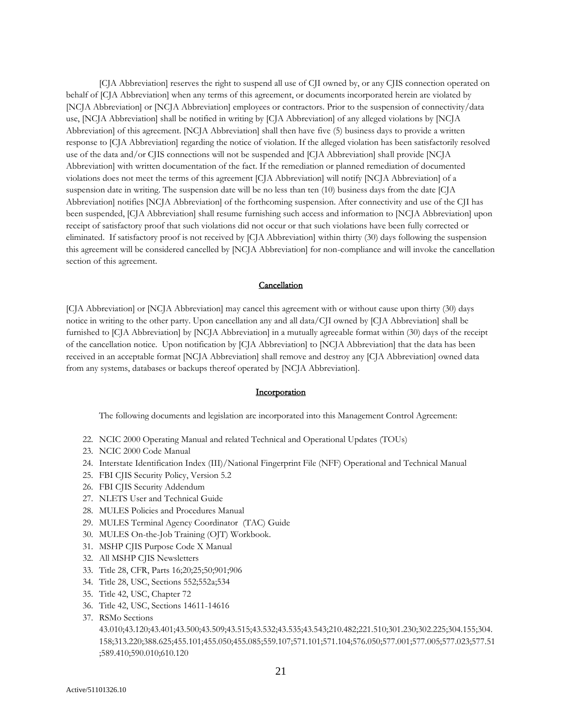[CJA Abbreviation] reserves the right to suspend all use of CJI owned by, or any CJIS connection operated on behalf of [CJA Abbreviation] when any terms of this agreement, or documents incorporated herein are violated by [NCJA Abbreviation] or [NCJA Abbreviation] employees or contractors. Prior to the suspension of connectivity/data use, [NCJA Abbreviation] shall be notified in writing by [CJA Abbreviation] of any alleged violations by [NCJA Abbreviation] of this agreement. [NCJA Abbreviation] shall then have five (5) business days to provide a written response to [CJA Abbreviation] regarding the notice of violation. If the alleged violation has been satisfactorily resolved use of the data and/or CJIS connections will not be suspended and [CJA Abbreviation] shall provide [NCJA Abbreviation] with written documentation of the fact. If the remediation or planned remediation of documented violations does not meet the terms of this agreement [CJA Abbreviation] will notify [NCJA Abbreviation] of a suspension date in writing. The suspension date will be no less than ten (10) business days from the date [CJA Abbreviation] notifies [NCJA Abbreviation] of the forthcoming suspension. After connectivity and use of the CJI has been suspended, [CJA Abbreviation] shall resume furnishing such access and information to [NCJA Abbreviation] upon receipt of satisfactory proof that such violations did not occur or that such violations have been fully corrected or eliminated. If satisfactory proof is not received by [CJA Abbreviation] within thirty (30) days following the suspension this agreement will be considered cancelled by [NCJA Abbreviation] for non-compliance and will invoke the cancellation section of this agreement.

## Cancellation

[CJA Abbreviation] or [NCJA Abbreviation] may cancel this agreement with or without cause upon thirty (30) days notice in writing to the other party. Upon cancellation any and all data/CJI owned by [CJA Abbreviation] shall be furnished to [CJA Abbreviation] by [NCJA Abbreviation] in a mutually agreeable format within (30) days of the receipt of the cancellation notice. Upon notification by [CJA Abbreviation] to [NCJA Abbreviation] that the data has been received in an acceptable format [NCJA Abbreviation] shall remove and destroy any [CJA Abbreviation] owned data from any systems, databases or backups thereof operated by [NCJA Abbreviation].

## Incorporation

The following documents and legislation are incorporated into this Management Control Agreement:

22. NCIC 2000 Operating Manual and related Technical and Operational Updates (TOUs)
23. NCIC 2000 Code Manual
24. Interstate Identification Index (III)/National Fingerprint File (NFF) Operational and Technical Manual
25. FBI CJIS Security Policy, Version 5.2
26. FBI CJIS Security Addendum
27. NLETS User and Technical Guide
28. MULES Policies and Procedures Manual
29. MULES Terminal Agency Coordinator (TAC) Guide
30. MULES On-the-Job Training (OJT) Workbook.
31. MSHP CJIS Purpose Code X Manual
32. All MSHP CJIS Newsletters
33. Title 28, CFR, Parts 16;20;25;50;901;906
34. Title 28, USC, Sections 552;552a;534
35. Title 42, USC, Chapter 72
36. Title 42, USC, Sections 14611-14616
37. RSMo Sections 43.010;43.120;43.401;43.500;43.509;43.515;43.532;43.535;43.543;210.482;221.510;301.230;302.225;304.155;304.158;313.220;388.625;455.101;455.050;455.085;559.107;571.101;571.104;576.050;577.001;577.005;577.023;577.51;589.410;590.010;610.120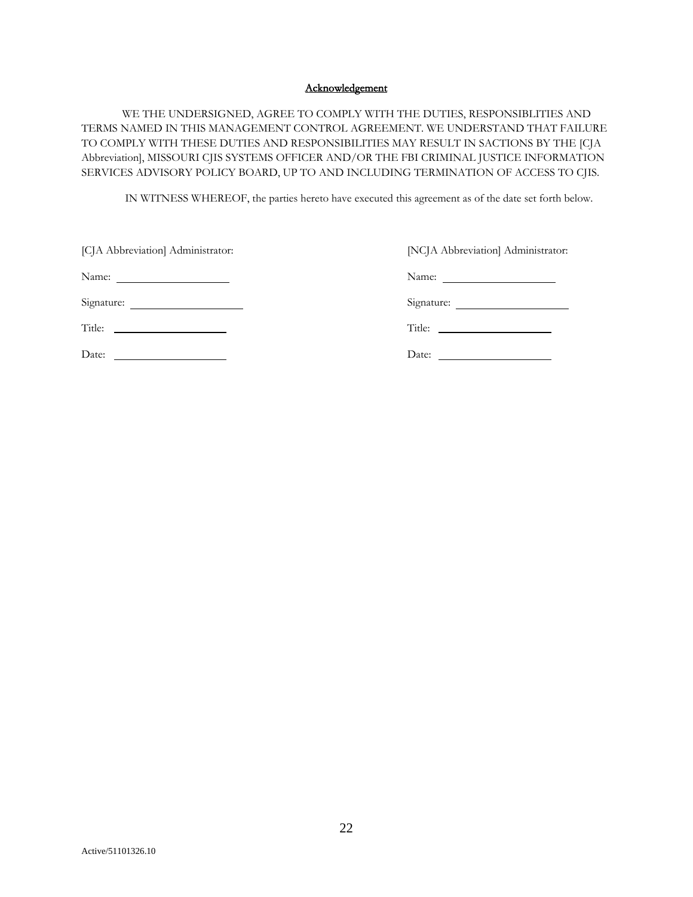## Acknowledgement

WE THE UNDERSIGNED, AGREE TO COMPLY WITH THE DUTIES, RESPONSIBLITIES AND TERMS NAMED IN THIS MANAGEMENT CONTROL AGREEMENT. WE UNDERSTAND THAT FAILURE TO COMPLY WITH THESE DUTIES AND RESPONSIBILITIES MAY RESULT IN SACTIONS BY THE [CJA Abbreviation], MISSOURI CJIS SYSTEMS OFFICER AND/OR THE FBI CRIMINAL JUSTICE INFORMATION SERVICES ADVISORY POLICY BOARD, UP TO AND INCLUDING TERMINATION OF ACCESS TO CJIS.

IN WITNESS WHEREOF, the parties hereto have executed this agreement as of the date set forth below.

[CJA Abbreviation] Administrator:

Name: ____________________

Signature: ____________________

Title: ____________________

Date: ____________________

[NCJA Abbreviation] Administrator:

Name: ____________________

Signature: ____________________

Title: ____________________

Date: ____________________

Active/51101326.10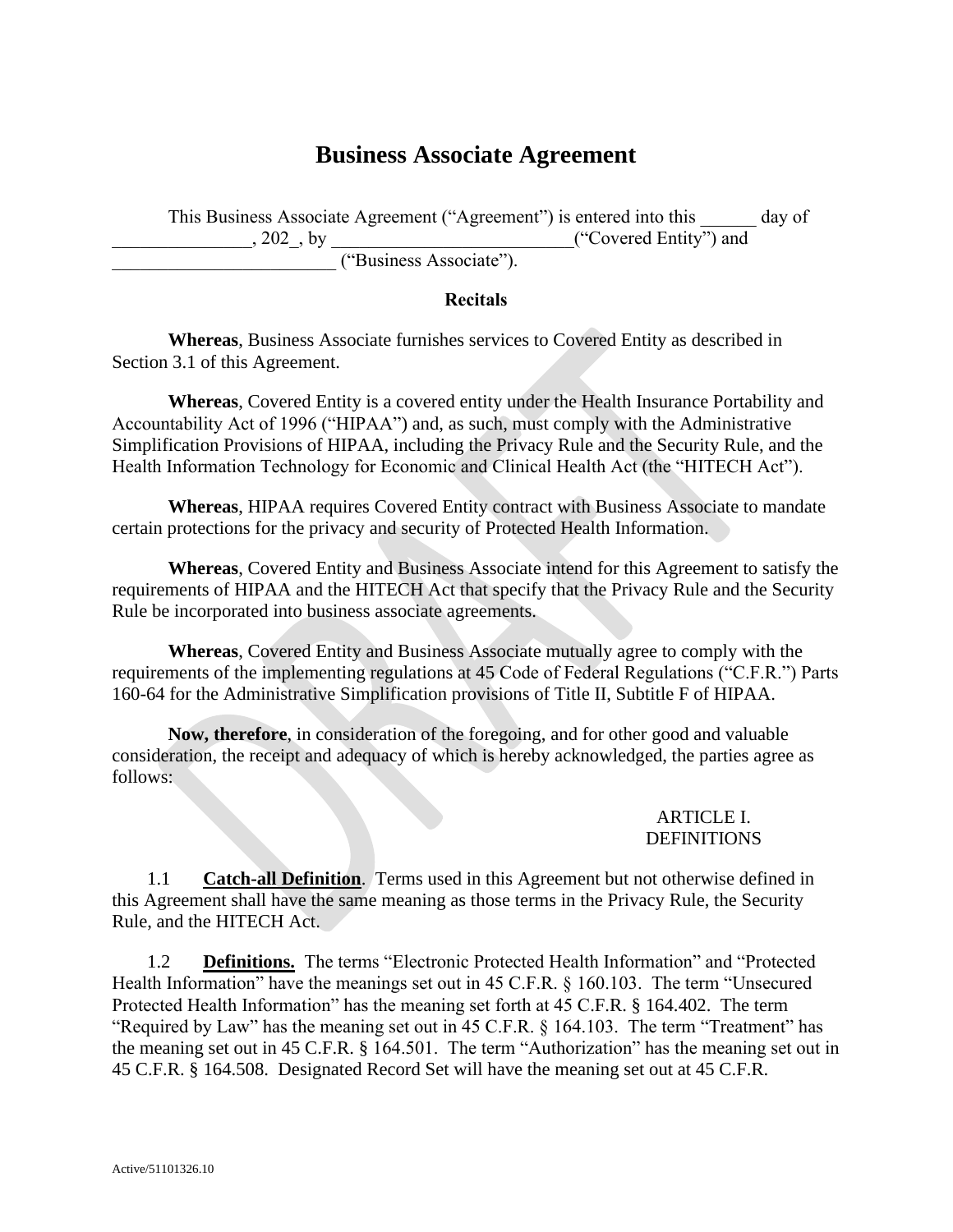# Business Associate Agreement

This Business Associate Agreement ("Agreement") is entered into this ______ day of _______________, 202_, by __________________________("Covered Entity") and ________________________ ("Business Associate").

**Recitals**

**Whereas**, Business Associate furnishes services to Covered Entity as described in Section 3.1 of this Agreement.

**Whereas**, Covered Entity is a covered entity under the Health Insurance Portability and Accountability Act of 1996 ("HIPAA") and, as such, must comply with the Administrative Simplification Provisions of HIPAA, including the Privacy Rule and the Security Rule, and the Health Information Technology for Economic and Clinical Health Act (the "HITECH Act").

**Whereas**, HIPAA requires Covered Entity contract with Business Associate to mandate certain protections for the privacy and security of Protected Health Information.

**Whereas**, Covered Entity and Business Associate intend for this Agreement to satisfy the requirements of HIPAA and the HITECH Act that specify that the Privacy Rule and the Security Rule be incorporated into business associate agreements.

**Whereas**, Covered Entity and Business Associate mutually agree to comply with the requirements of the implementing regulations at 45 Code of Federal Regulations ("C.F.R.") Parts 160-64 for the Administrative Simplification provisions of Title II, Subtitle F of HIPAA.

**Now, therefore**, in consideration of the foregoing, and for other good and valuable consideration, the receipt and adequacy of which is hereby acknowledged, the parties agree as follows:

## ARTICLE I. DEFINITIONS

1.1 **Catch-all Definition**. Terms used in this Agreement but not otherwise defined in this Agreement shall have the same meaning as those terms in the Privacy Rule, the Security Rule, and the HITECH Act.

1.2 **Definitions.** The terms "Electronic Protected Health Information" and "Protected Health Information" have the meanings set out in 45 C.F.R. § 160.103. The term "Unsecured Protected Health Information" has the meaning set forth at 45 C.F.R. § 164.402. The term "Required by Law" has the meaning set out in 45 C.F.R. § 164.103. The term "Treatment" has the meaning set out in 45 C.F.R. § 164.501. The term "Authorization" has the meaning set out in 45 C.F.R. § 164.508. Designated Record Set will have the meaning set out at 45 C.F.R.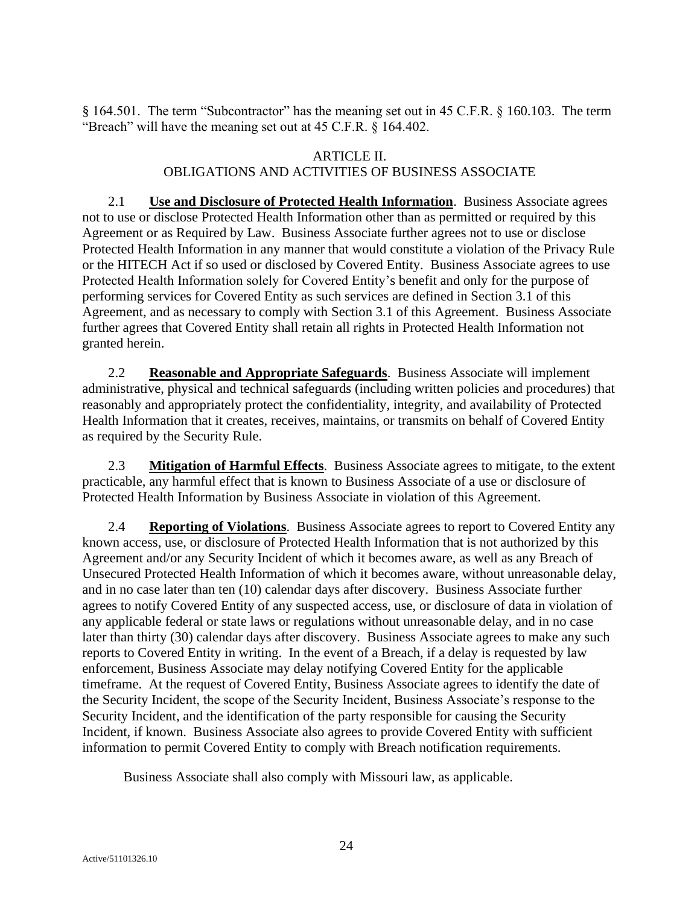§ 164.501. The term "Subcontractor" has the meaning set out in 45 C.F.R. § 160.103. The term "Breach" will have the meaning set out at 45 C.F.R. § 164.402.

## ARTICLE II.
## OBLIGATIONS AND ACTIVITIES OF BUSINESS ASSOCIATE

2.1 **Use and Disclosure of Protected Health Information**. Business Associate agrees not to use or disclose Protected Health Information other than as permitted or required by this Agreement or as Required by Law. Business Associate further agrees not to use or disclose Protected Health Information in any manner that would constitute a violation of the Privacy Rule or the HITECH Act if so used or disclosed by Covered Entity. Business Associate agrees to use Protected Health Information solely for Covered Entity's benefit and only for the purpose of performing services for Covered Entity as such services are defined in Section 3.1 of this Agreement, and as necessary to comply with Section 3.1 of this Agreement. Business Associate further agrees that Covered Entity shall retain all rights in Protected Health Information not granted herein.

2.2 **Reasonable and Appropriate Safeguards**. Business Associate will implement administrative, physical and technical safeguards (including written policies and procedures) that reasonably and appropriately protect the confidentiality, integrity, and availability of Protected Health Information that it creates, receives, maintains, or transmits on behalf of Covered Entity as required by the Security Rule.

2.3 **Mitigation of Harmful Effects**. Business Associate agrees to mitigate, to the extent practicable, any harmful effect that is known to Business Associate of a use or disclosure of Protected Health Information by Business Associate in violation of this Agreement.

2.4 **Reporting of Violations**. Business Associate agrees to report to Covered Entity any known access, use, or disclosure of Protected Health Information that is not authorized by this Agreement and/or any Security Incident of which it becomes aware, as well as any Breach of Unsecured Protected Health Information of which it becomes aware, without unreasonable delay, and in no case later than ten (10) calendar days after discovery. Business Associate further agrees to notify Covered Entity of any suspected access, use, or disclosure of data in violation of any applicable federal or state laws or regulations without unreasonable delay, and in no case later than thirty (30) calendar days after discovery. Business Associate agrees to make any such reports to Covered Entity in writing. In the event of a Breach, if a delay is requested by law enforcement, Business Associate may delay notifying Covered Entity for the applicable timeframe. At the request of Covered Entity, Business Associate agrees to identify the date of the Security Incident, the scope of the Security Incident, Business Associate's response to the Security Incident, and the identification of the party responsible for causing the Security Incident, if known. Business Associate also agrees to provide Covered Entity with sufficient information to permit Covered Entity to comply with Breach notification requirements.

Business Associate shall also comply with Missouri law, as applicable.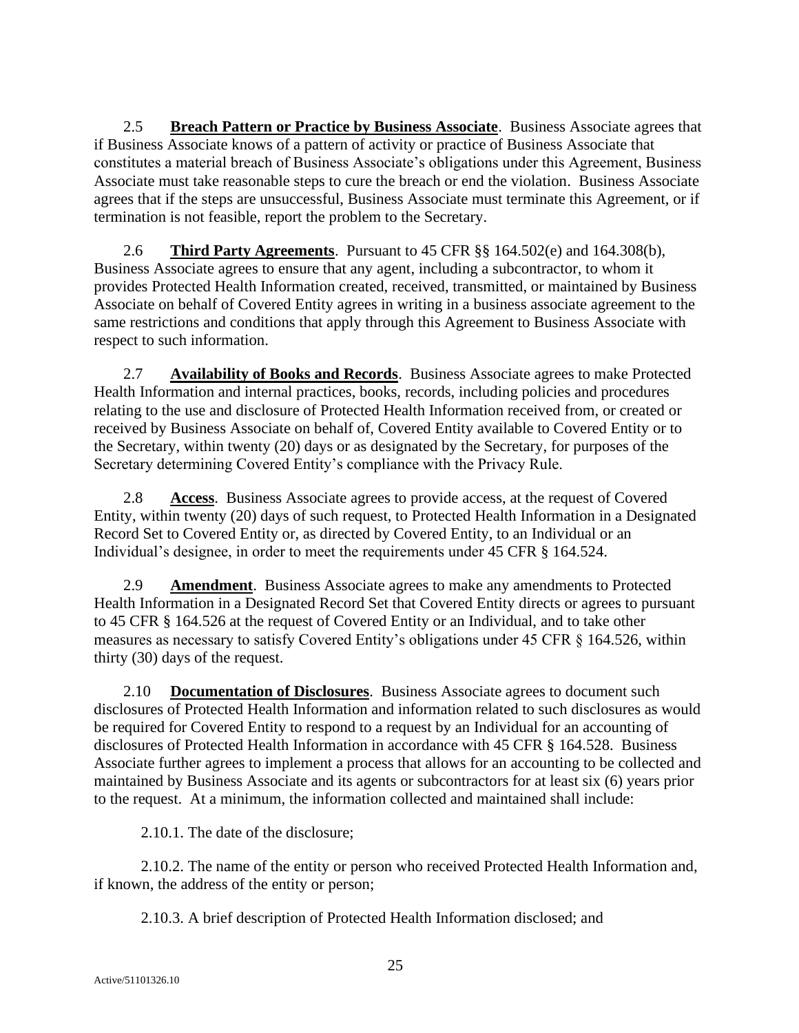2.5 **Breach Pattern or Practice by Business Associate**. Business Associate agrees that if Business Associate knows of a pattern of activity or practice of Business Associate that constitutes a material breach of Business Associate's obligations under this Agreement, Business Associate must take reasonable steps to cure the breach or end the violation. Business Associate agrees that if the steps are unsuccessful, Business Associate must terminate this Agreement, or if termination is not feasible, report the problem to the Secretary.

2.6 **Third Party Agreements**. Pursuant to 45 CFR §§ 164.502(e) and 164.308(b), Business Associate agrees to ensure that any agent, including a subcontractor, to whom it provides Protected Health Information created, received, transmitted, or maintained by Business Associate on behalf of Covered Entity agrees in writing in a business associate agreement to the same restrictions and conditions that apply through this Agreement to Business Associate with respect to such information.

2.7 **Availability of Books and Records**. Business Associate agrees to make Protected Health Information and internal practices, books, records, including policies and procedures relating to the use and disclosure of Protected Health Information received from, or created or received by Business Associate on behalf of, Covered Entity available to Covered Entity or to the Secretary, within twenty (20) days or as designated by the Secretary, for purposes of the Secretary determining Covered Entity's compliance with the Privacy Rule.

2.8 **Access**. Business Associate agrees to provide access, at the request of Covered Entity, within twenty (20) days of such request, to Protected Health Information in a Designated Record Set to Covered Entity or, as directed by Covered Entity, to an Individual or an Individual's designee, in order to meet the requirements under 45 CFR § 164.524.

2.9 **Amendment**. Business Associate agrees to make any amendments to Protected Health Information in a Designated Record Set that Covered Entity directs or agrees to pursuant to 45 CFR § 164.526 at the request of Covered Entity or an Individual, and to take other measures as necessary to satisfy Covered Entity's obligations under 45 CFR § 164.526, within thirty (30) days of the request.

2.10 **Documentation of Disclosures**. Business Associate agrees to document such disclosures of Protected Health Information and information related to such disclosures as would be required for Covered Entity to respond to a request by an Individual for an accounting of disclosures of Protected Health Information in accordance with 45 CFR § 164.528. Business Associate further agrees to implement a process that allows for an accounting to be collected and maintained by Business Associate and its agents or subcontractors for at least six (6) years prior to the request. At a minimum, the information collected and maintained shall include:

2.10.1. The date of the disclosure;

2.10.2. The name of the entity or person who received Protected Health Information and, if known, the address of the entity or person;

2.10.3. A brief description of Protected Health Information disclosed; and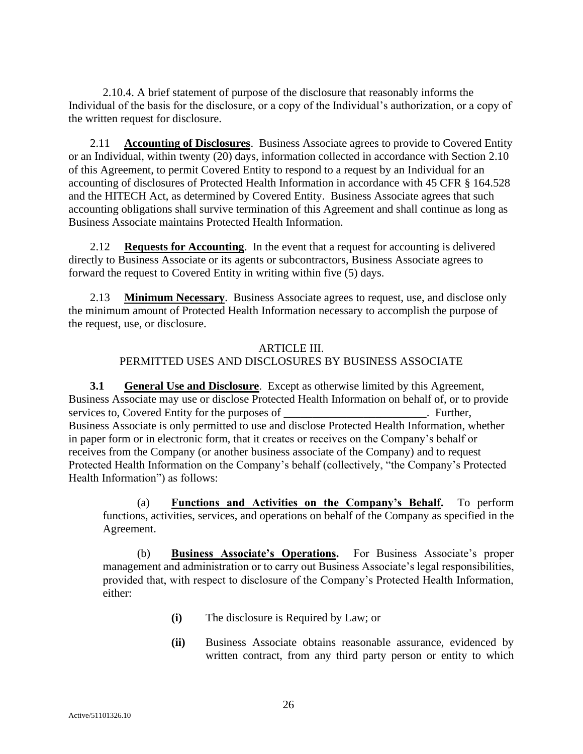2.10.4. A brief statement of purpose of the disclosure that reasonably informs the Individual of the basis for the disclosure, or a copy of the Individual's authorization, or a copy of the written request for disclosure.

2.11 **Accounting of Disclosures**. Business Associate agrees to provide to Covered Entity or an Individual, within twenty (20) days, information collected in accordance with Section 2.10 of this Agreement, to permit Covered Entity to respond to a request by an Individual for an accounting of disclosures of Protected Health Information in accordance with 45 CFR § 164.528 and the HITECH Act, as determined by Covered Entity. Business Associate agrees that such accounting obligations shall survive termination of this Agreement and shall continue as long as Business Associate maintains Protected Health Information.

2.12 **Requests for Accounting**. In the event that a request for accounting is delivered directly to Business Associate or its agents or subcontractors, Business Associate agrees to forward the request to Covered Entity in writing within five (5) days.

2.13 **Minimum Necessary**. Business Associate agrees to request, use, and disclose only the minimum amount of Protected Health Information necessary to accomplish the purpose of the request, use, or disclosure.

ARTICLE III.
PERMITTED USES AND DISCLOSURES BY BUSINESS ASSOCIATE

**3.1 General Use and Disclosure**. Except as otherwise limited by this Agreement, Business Associate may use or disclose Protected Health Information on behalf of, or to provide services to, Covered Entity for the purposes of _________________________. Further, Business Associate is only permitted to use and disclose Protected Health Information, whether in paper form or in electronic form, that it creates or receives on the Company's behalf or receives from the Company (or another business associate of the Company) and to request Protected Health Information on the Company's behalf (collectively, "the Company's Protected Health Information") as follows:

(a) **Functions and Activities on the Company's Behalf.** To perform functions, activities, services, and operations on behalf of the Company as specified in the Agreement.

(b) **Business Associate's Operations.** For Business Associate's proper management and administration or to carry out Business Associate's legal responsibilities, provided that, with respect to disclosure of the Company's Protected Health Information, either:

**(i)** The disclosure is Required by Law; or

**(ii)** Business Associate obtains reasonable assurance, evidenced by written contract, from any third party person or entity to which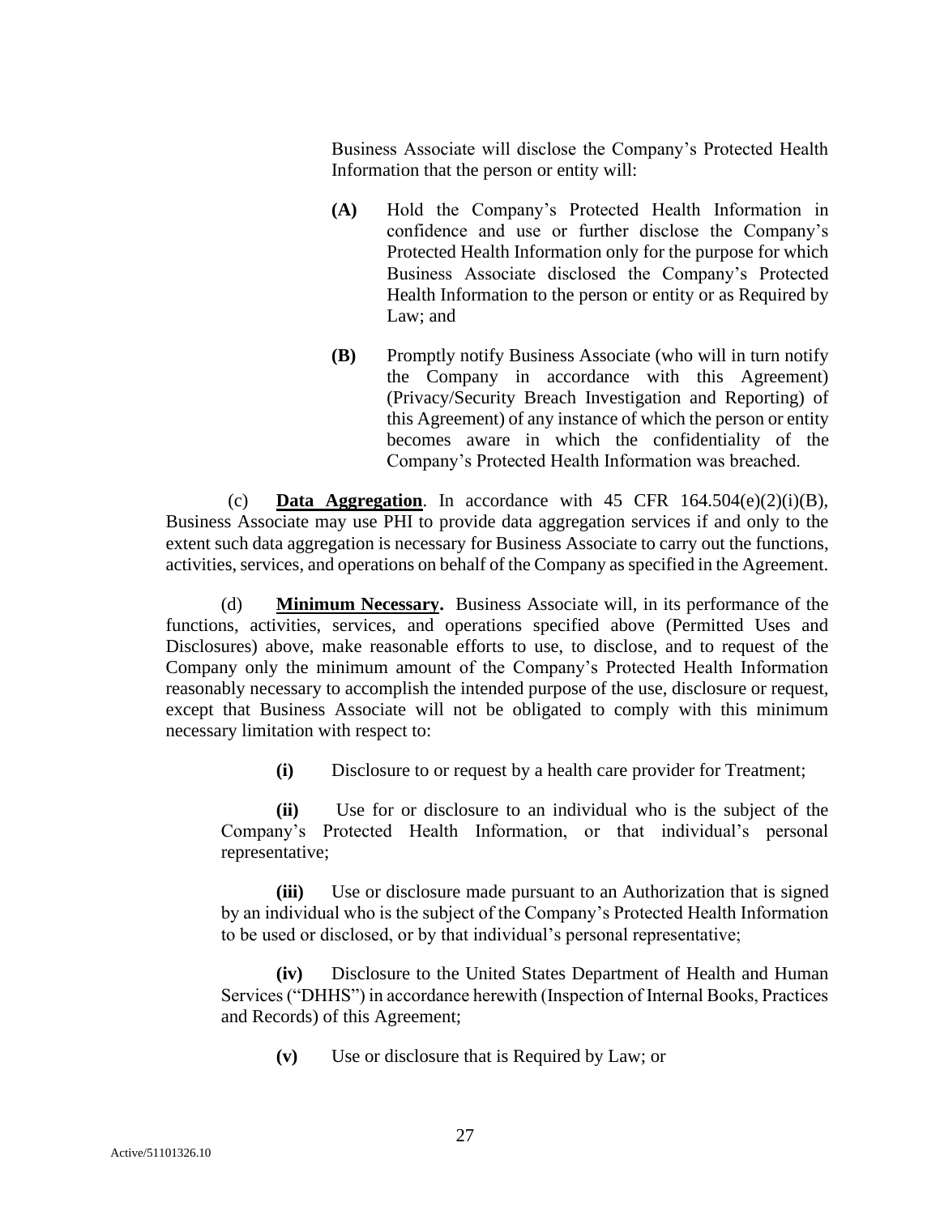Business Associate will disclose the Company's Protected Health Information that the person or entity will:

> **(A)** Hold the Company's Protected Health Information in confidence and use or further disclose the Company's Protected Health Information only for the purpose for which Business Associate disclosed the Company's Protected Health Information to the person or entity or as Required by Law; and
>
> **(B)** Promptly notify Business Associate (who will in turn notify the Company in accordance with this Agreement) (Privacy/Security Breach Investigation and Reporting) of this Agreement) of any instance of which the person or entity becomes aware in which the confidentiality of the Company's Protected Health Information was breached.

(c) **Data Aggregation**. In accordance with 45 CFR 164.504(e)(2)(i)(B), Business Associate may use PHI to provide data aggregation services if and only to the extent such data aggregation is necessary for Business Associate to carry out the functions, activities, services, and operations on behalf of the Company as specified in the Agreement.

(d) **Minimum Necessary.** Business Associate will, in its performance of the functions, activities, services, and operations specified above (Permitted Uses and Disclosures) above, make reasonable efforts to use, to disclose, and to request of the Company only the minimum amount of the Company's Protected Health Information reasonably necessary to accomplish the intended purpose of the use, disclosure or request, except that Business Associate will not be obligated to comply with this minimum necessary limitation with respect to:

**(i)** Disclosure to or request by a health care provider for Treatment;

**(ii)** Use for or disclosure to an individual who is the subject of the Company's Protected Health Information, or that individual's personal representative;

**(iii)** Use or disclosure made pursuant to an Authorization that is signed by an individual who is the subject of the Company's Protected Health Information to be used or disclosed, or by that individual's personal representative;

**(iv)** Disclosure to the United States Department of Health and Human Services ("DHHS") in accordance herewith (Inspection of Internal Books, Practices and Records) of this Agreement;

**(v)** Use or disclosure that is Required by Law; or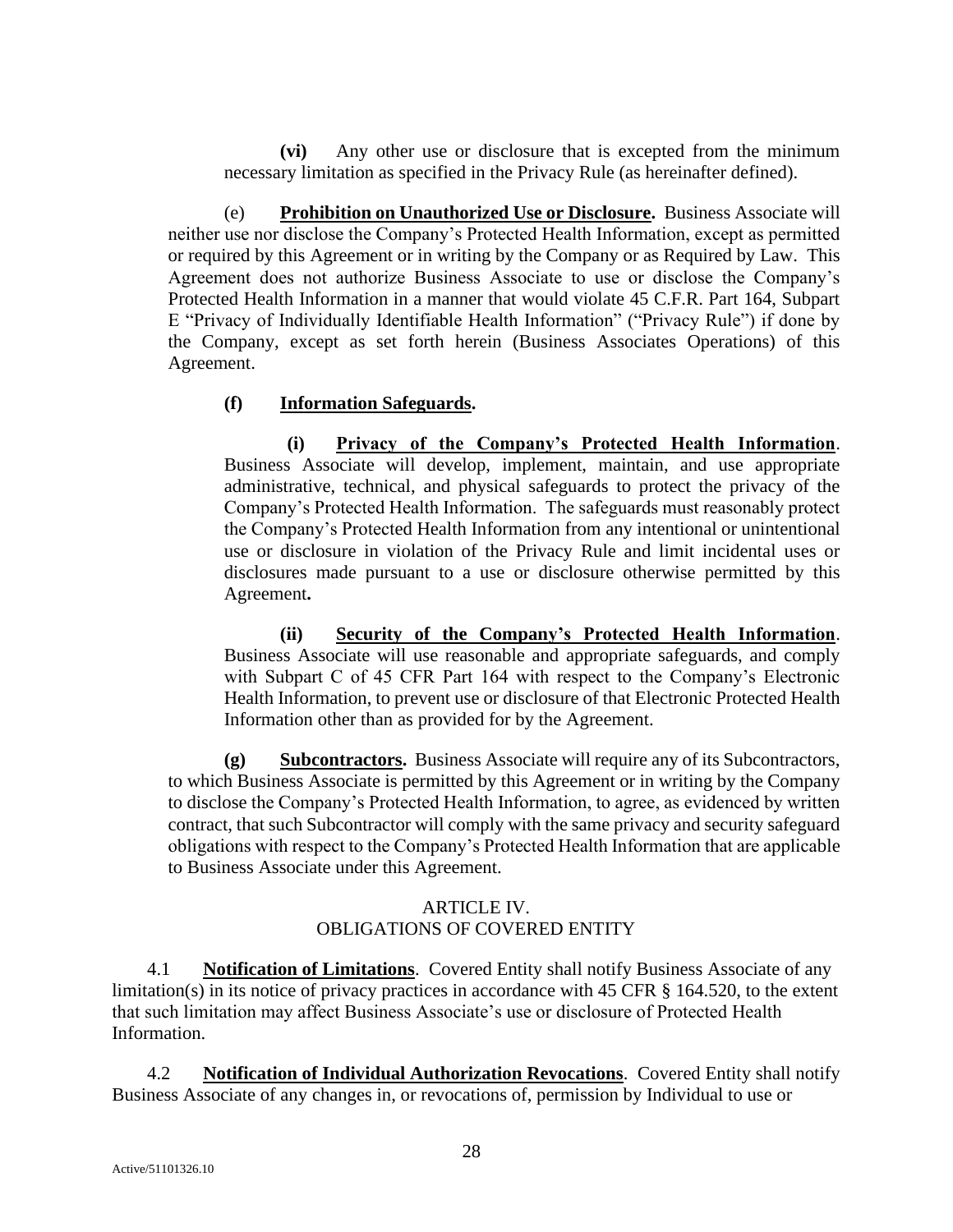**(vi)** Any other use or disclosure that is excepted from the minimum necessary limitation as specified in the Privacy Rule (as hereinafter defined).

(e) **Prohibition on Unauthorized Use or Disclosure.** Business Associate will neither use nor disclose the Company's Protected Health Information, except as permitted or required by this Agreement or in writing by the Company or as Required by Law. This Agreement does not authorize Business Associate to use or disclose the Company's Protected Health Information in a manner that would violate 45 C.F.R. Part 164, Subpart E "Privacy of Individually Identifiable Health Information" ("Privacy Rule") if done by the Company, except as set forth herein (Business Associates Operations) of this Agreement.

**(f) Information Safeguards.**

**(i) Privacy of the Company's Protected Health Information**. Business Associate will develop, implement, maintain, and use appropriate administrative, technical, and physical safeguards to protect the privacy of the Company's Protected Health Information. The safeguards must reasonably protect the Company's Protected Health Information from any intentional or unintentional use or disclosure in violation of the Privacy Rule and limit incidental uses or disclosures made pursuant to a use or disclosure otherwise permitted by this Agreement**.**

**(ii) Security of the Company's Protected Health Information**. Business Associate will use reasonable and appropriate safeguards, and comply with Subpart C of 45 CFR Part 164 with respect to the Company's Electronic Health Information, to prevent use or disclosure of that Electronic Protected Health Information other than as provided for by the Agreement.

**(g) Subcontractors.** Business Associate will require any of its Subcontractors, to which Business Associate is permitted by this Agreement or in writing by the Company to disclose the Company's Protected Health Information, to agree, as evidenced by written contract, that such Subcontractor will comply with the same privacy and security safeguard obligations with respect to the Company's Protected Health Information that are applicable to Business Associate under this Agreement.

## ARTICLE IV.
## OBLIGATIONS OF COVERED ENTITY

4.1 **Notification of Limitations**. Covered Entity shall notify Business Associate of any limitation(s) in its notice of privacy practices in accordance with 45 CFR § 164.520, to the extent that such limitation may affect Business Associate's use or disclosure of Protected Health Information.

4.2 **Notification of Individual Authorization Revocations**. Covered Entity shall notify Business Associate of any changes in, or revocations of, permission by Individual to use or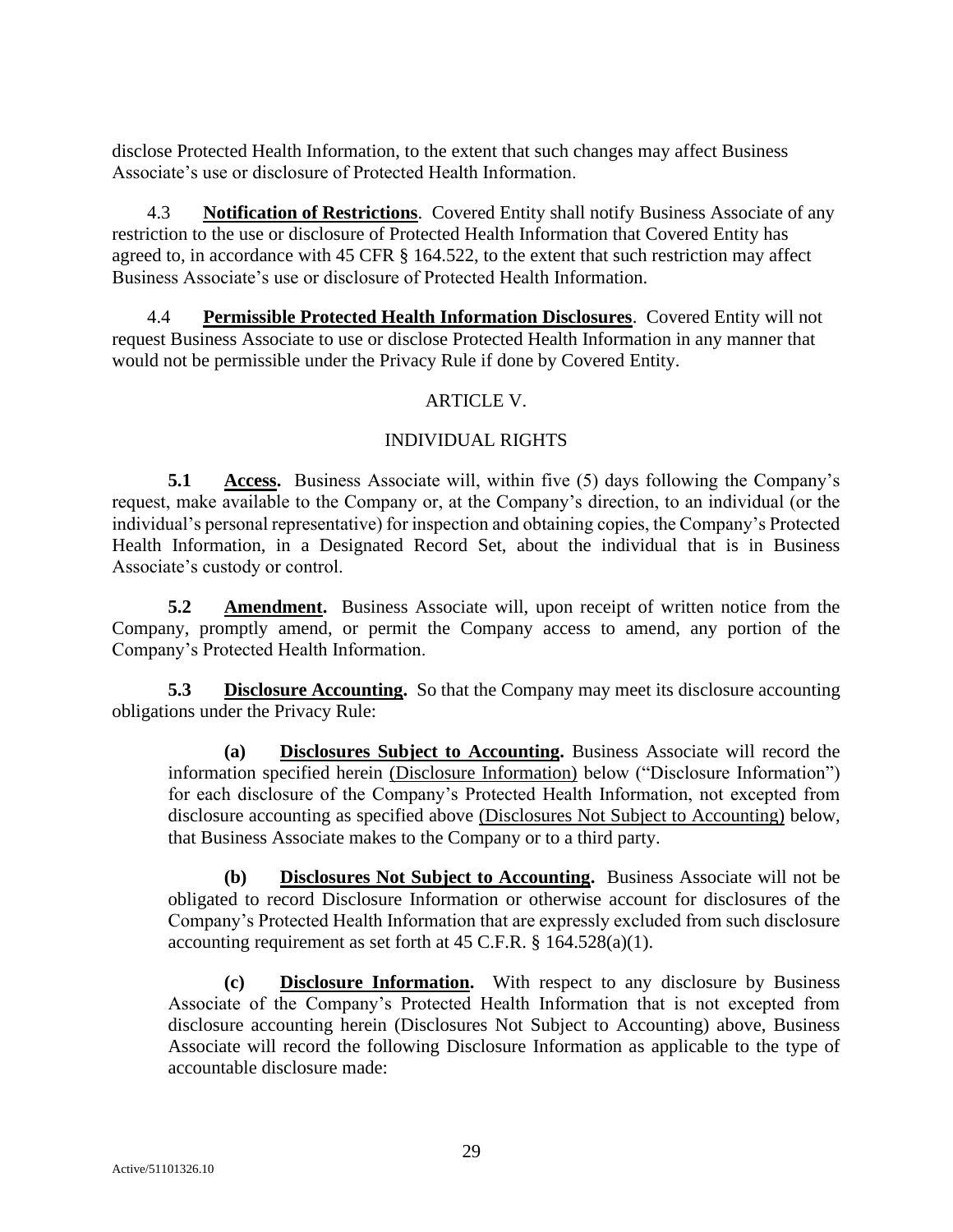disclose Protected Health Information, to the extent that such changes may affect Business Associate's use or disclosure of Protected Health Information.

4.3 **Notification of Restrictions**. Covered Entity shall notify Business Associate of any restriction to the use or disclosure of Protected Health Information that Covered Entity has agreed to, in accordance with 45 CFR § 164.522, to the extent that such restriction may affect Business Associate's use or disclosure of Protected Health Information.

4.4 **Permissible Protected Health Information Disclosures**. Covered Entity will not request Business Associate to use or disclose Protected Health Information in any manner that would not be permissible under the Privacy Rule if done by Covered Entity.

## ARTICLE V.

## INDIVIDUAL RIGHTS

**5.1 Access.** Business Associate will, within five (5) days following the Company's request, make available to the Company or, at the Company's direction, to an individual (or the individual's personal representative) for inspection and obtaining copies, the Company's Protected Health Information, in a Designated Record Set, about the individual that is in Business Associate's custody or control.

**5.2 Amendment.** Business Associate will, upon receipt of written notice from the Company, promptly amend, or permit the Company access to amend, any portion of the Company's Protected Health Information.

**5.3 Disclosure Accounting.** So that the Company may meet its disclosure accounting obligations under the Privacy Rule:

**(a) Disclosures Subject to Accounting.** Business Associate will record the information specified herein (Disclosure Information) below ("Disclosure Information") for each disclosure of the Company's Protected Health Information, not excepted from disclosure accounting as specified above (Disclosures Not Subject to Accounting) below, that Business Associate makes to the Company or to a third party.

**(b) Disclosures Not Subject to Accounting.** Business Associate will not be obligated to record Disclosure Information or otherwise account for disclosures of the Company's Protected Health Information that are expressly excluded from such disclosure accounting requirement as set forth at 45 C.F.R. § 164.528(a)(1).

**(c) Disclosure Information.** With respect to any disclosure by Business Associate of the Company's Protected Health Information that is not excepted from disclosure accounting herein (Disclosures Not Subject to Accounting) above, Business Associate will record the following Disclosure Information as applicable to the type of accountable disclosure made: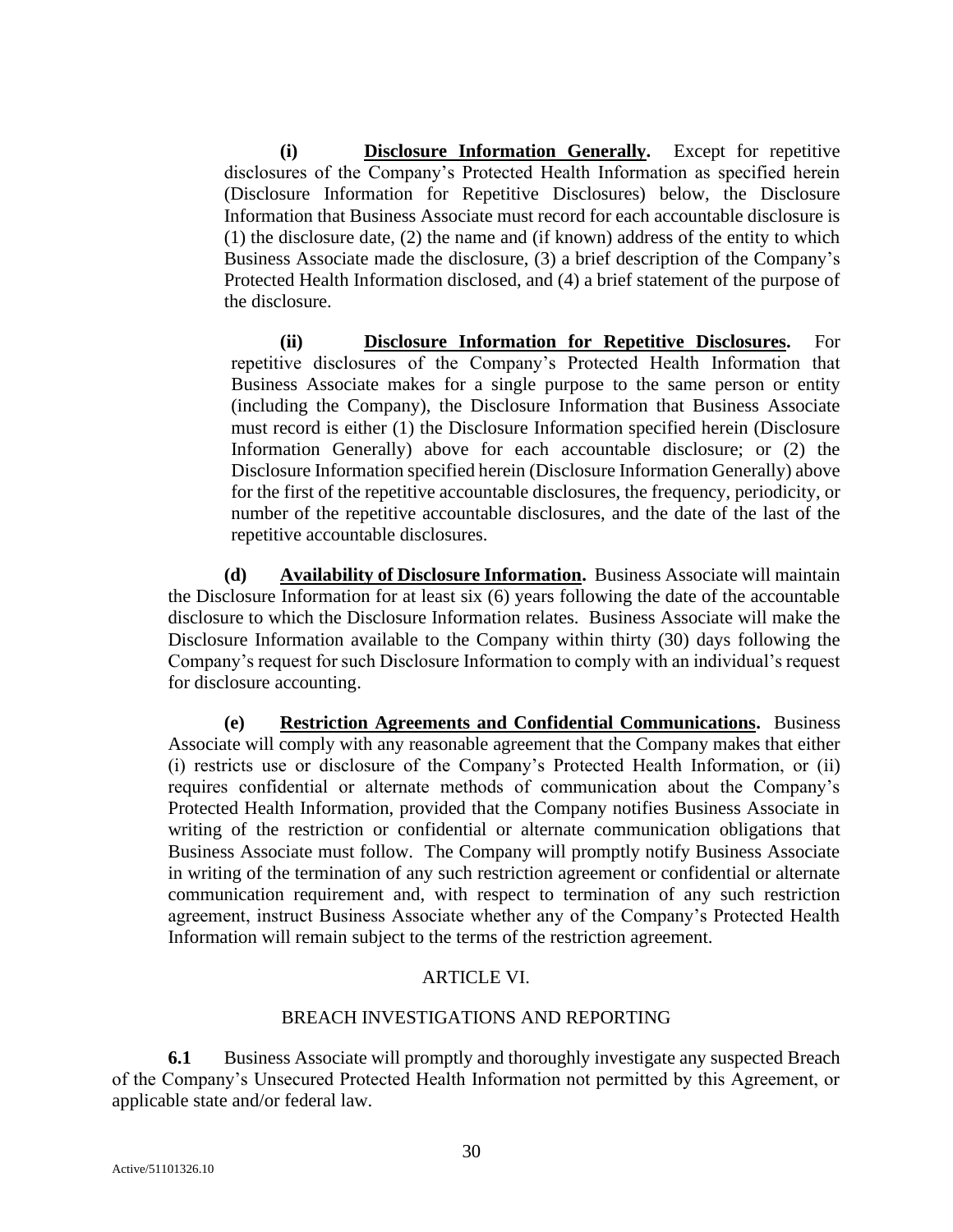**(i) Disclosure Information Generally.** Except for repetitive disclosures of the Company's Protected Health Information as specified herein (Disclosure Information for Repetitive Disclosures) below, the Disclosure Information that Business Associate must record for each accountable disclosure is (1) the disclosure date, (2) the name and (if known) address of the entity to which Business Associate made the disclosure, (3) a brief description of the Company's Protected Health Information disclosed, and (4) a brief statement of the purpose of the disclosure.

**(ii) Disclosure Information for Repetitive Disclosures.** For repetitive disclosures of the Company's Protected Health Information that Business Associate makes for a single purpose to the same person or entity (including the Company), the Disclosure Information that Business Associate must record is either (1) the Disclosure Information specified herein (Disclosure Information Generally) above for each accountable disclosure; or (2) the Disclosure Information specified herein (Disclosure Information Generally) above for the first of the repetitive accountable disclosures, the frequency, periodicity, or number of the repetitive accountable disclosures, and the date of the last of the repetitive accountable disclosures.

**(d) Availability of Disclosure Information.** Business Associate will maintain the Disclosure Information for at least six (6) years following the date of the accountable disclosure to which the Disclosure Information relates. Business Associate will make the Disclosure Information available to the Company within thirty (30) days following the Company's request for such Disclosure Information to comply with an individual's request for disclosure accounting.

**(e) Restriction Agreements and Confidential Communications.** Business Associate will comply with any reasonable agreement that the Company makes that either (i) restricts use or disclosure of the Company's Protected Health Information, or (ii) requires confidential or alternate methods of communication about the Company's Protected Health Information, provided that the Company notifies Business Associate in writing of the restriction or confidential or alternate communication obligations that Business Associate must follow. The Company will promptly notify Business Associate in writing of the termination of any such restriction agreement or confidential or alternate communication requirement and, with respect to termination of any such restriction agreement, instruct Business Associate whether any of the Company's Protected Health Information will remain subject to the terms of the restriction agreement.

## ARTICLE VI.

## BREACH INVESTIGATIONS AND REPORTING

**6.1** Business Associate will promptly and thoroughly investigate any suspected Breach of the Company's Unsecured Protected Health Information not permitted by this Agreement, or applicable state and/or federal law.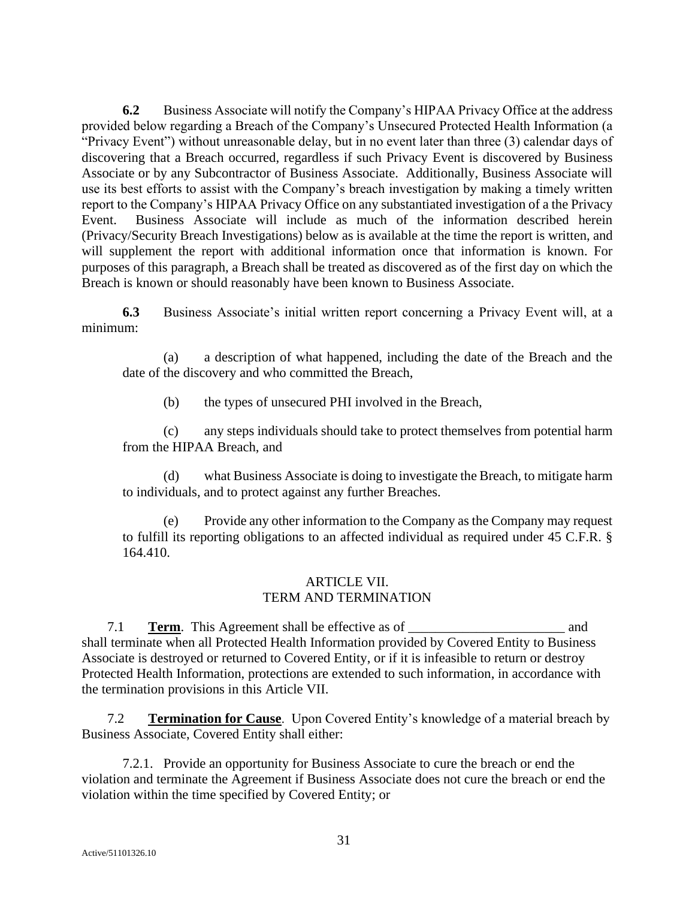**6.2** Business Associate will notify the Company's HIPAA Privacy Office at the address provided below regarding a Breach of the Company's Unsecured Protected Health Information (a "Privacy Event") without unreasonable delay, but in no event later than three (3) calendar days of discovering that a Breach occurred, regardless if such Privacy Event is discovered by Business Associate or by any Subcontractor of Business Associate. Additionally, Business Associate will use its best efforts to assist with the Company's breach investigation by making a timely written report to the Company's HIPAA Privacy Office on any substantiated investigation of a the Privacy Event. Business Associate will include as much of the information described herein (Privacy/Security Breach Investigations) below as is available at the time the report is written, and will supplement the report with additional information once that information is known. For purposes of this paragraph, a Breach shall be treated as discovered as of the first day on which the Breach is known or should reasonably have been known to Business Associate.

**6.3** Business Associate's initial written report concerning a Privacy Event will, at a minimum:

(a) a description of what happened, including the date of the Breach and the date of the discovery and who committed the Breach,

(b) the types of unsecured PHI involved in the Breach,

(c) any steps individuals should take to protect themselves from potential harm from the HIPAA Breach, and

(d) what Business Associate is doing to investigate the Breach, to mitigate harm to individuals, and to protect against any further Breaches.

(e) Provide any other information to the Company as the Company may request to fulfill its reporting obligations to an affected individual as required under 45 C.F.R. § 164.410.

## ARTICLE VII.
## TERM AND TERMINATION

7.1 **Term**. This Agreement shall be effective as of _______________________ and shall terminate when all Protected Health Information provided by Covered Entity to Business Associate is destroyed or returned to Covered Entity, or if it is infeasible to return or destroy Protected Health Information, protections are extended to such information, in accordance with the termination provisions in this Article VII.

7.2 **Termination for Cause**. Upon Covered Entity's knowledge of a material breach by Business Associate, Covered Entity shall either:

7.2.1. Provide an opportunity for Business Associate to cure the breach or end the violation and terminate the Agreement if Business Associate does not cure the breach or end the violation within the time specified by Covered Entity; or

Active/51101326.10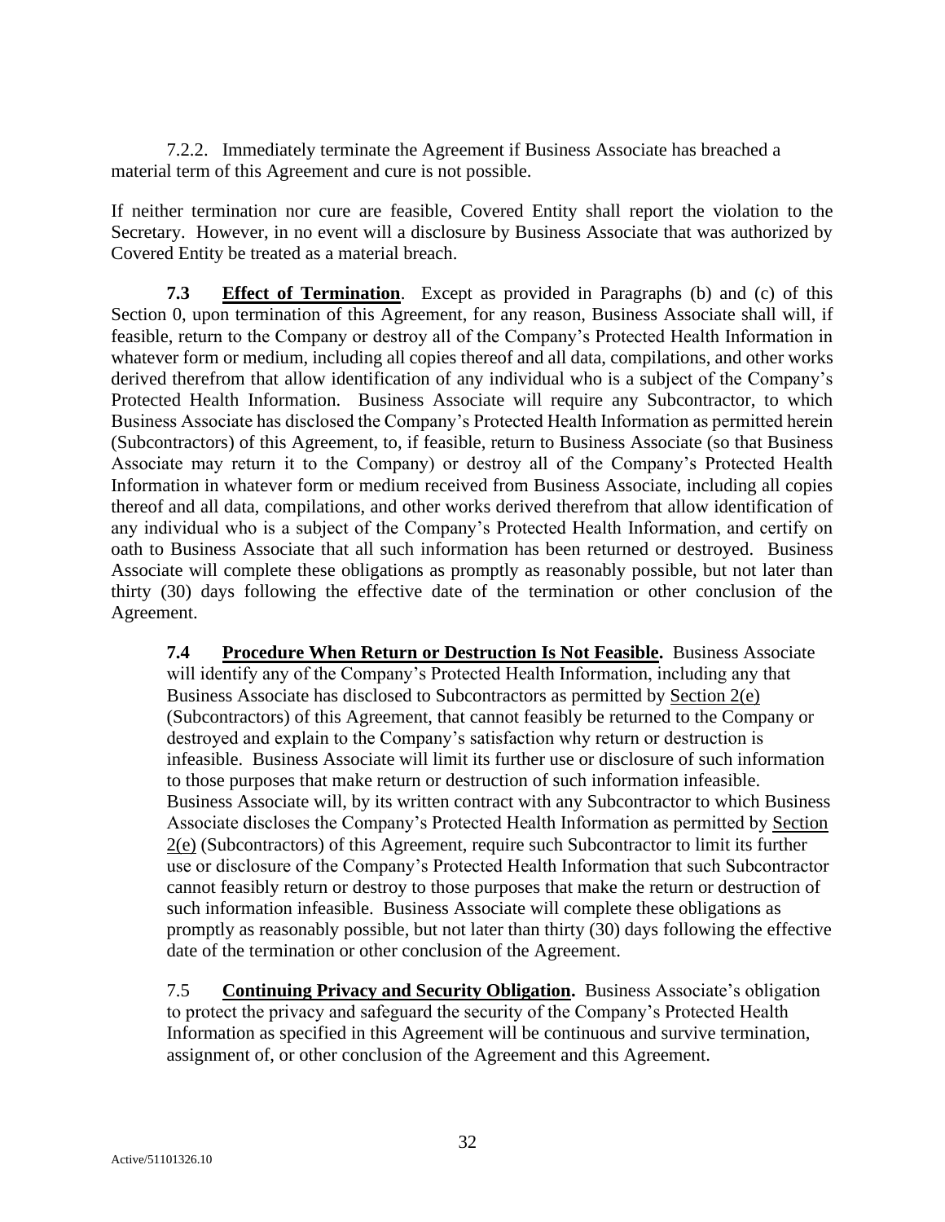7.2.2. Immediately terminate the Agreement if Business Associate has breached a material term of this Agreement and cure is not possible.

If neither termination nor cure are feasible, Covered Entity shall report the violation to the Secretary. However, in no event will a disclosure by Business Associate that was authorized by Covered Entity be treated as a material breach.

**7.3** **Effect of Termination**. Except as provided in Paragraphs (b) and (c) of this Section 0, upon termination of this Agreement, for any reason, Business Associate shall will, if feasible, return to the Company or destroy all of the Company's Protected Health Information in whatever form or medium, including all copies thereof and all data, compilations, and other works derived therefrom that allow identification of any individual who is a subject of the Company's Protected Health Information. Business Associate will require any Subcontractor, to which Business Associate has disclosed the Company's Protected Health Information as permitted herein (Subcontractors) of this Agreement, to, if feasible, return to Business Associate (so that Business Associate may return it to the Company) or destroy all of the Company's Protected Health Information in whatever form or medium received from Business Associate, including all copies thereof and all data, compilations, and other works derived therefrom that allow identification of any individual who is a subject of the Company's Protected Health Information, and certify on oath to Business Associate that all such information has been returned or destroyed. Business Associate will complete these obligations as promptly as reasonably possible, but not later than thirty (30) days following the effective date of the termination or other conclusion of the Agreement.

**7.4** **Procedure When Return or Destruction Is Not Feasible.** Business Associate will identify any of the Company's Protected Health Information, including any that Business Associate has disclosed to Subcontractors as permitted by Section 2(e) (Subcontractors) of this Agreement, that cannot feasibly be returned to the Company or destroyed and explain to the Company's satisfaction why return or destruction is infeasible. Business Associate will limit its further use or disclosure of such information to those purposes that make return or destruction of such information infeasible. Business Associate will, by its written contract with any Subcontractor to which Business Associate discloses the Company's Protected Health Information as permitted by Section 2(e) (Subcontractors) of this Agreement, require such Subcontractor to limit its further use or disclosure of the Company's Protected Health Information that such Subcontractor cannot feasibly return or destroy to those purposes that make the return or destruction of such information infeasible. Business Associate will complete these obligations as promptly as reasonably possible, but not later than thirty (30) days following the effective date of the termination or other conclusion of the Agreement.

7.5 **Continuing Privacy and Security Obligation.** Business Associate's obligation to protect the privacy and safeguard the security of the Company's Protected Health Information as specified in this Agreement will be continuous and survive termination, assignment of, or other conclusion of the Agreement and this Agreement.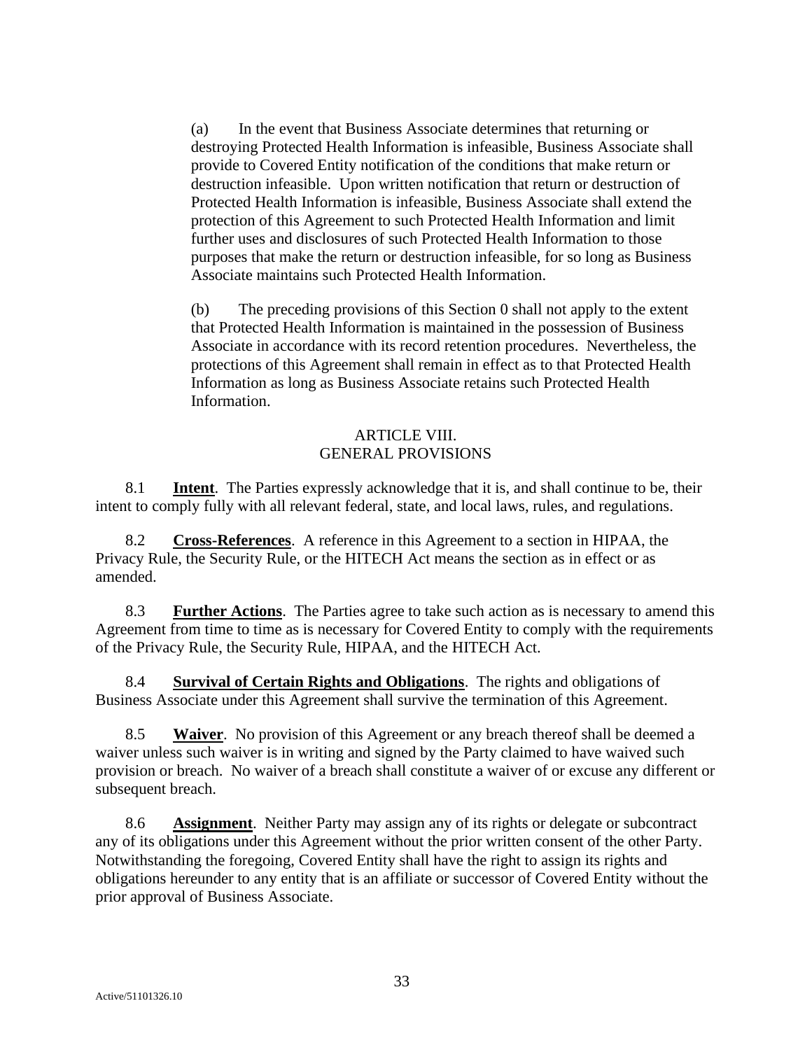(a) In the event that Business Associate determines that returning or destroying Protected Health Information is infeasible, Business Associate shall provide to Covered Entity notification of the conditions that make return or destruction infeasible. Upon written notification that return or destruction of Protected Health Information is infeasible, Business Associate shall extend the protection of this Agreement to such Protected Health Information and limit further uses and disclosures of such Protected Health Information to those purposes that make the return or destruction infeasible, for so long as Business Associate maintains such Protected Health Information.

(b) The preceding provisions of this Section 0 shall not apply to the extent that Protected Health Information is maintained in the possession of Business Associate in accordance with its record retention procedures. Nevertheless, the protections of this Agreement shall remain in effect as to that Protected Health Information as long as Business Associate retains such Protected Health Information.

## ARTICLE VIII.
## GENERAL PROVISIONS

8.1 **Intent**. The Parties expressly acknowledge that it is, and shall continue to be, their intent to comply fully with all relevant federal, state, and local laws, rules, and regulations.

8.2 **Cross-References**. A reference in this Agreement to a section in HIPAA, the Privacy Rule, the Security Rule, or the HITECH Act means the section as in effect or as amended.

8.3 **Further Actions**. The Parties agree to take such action as is necessary to amend this Agreement from time to time as is necessary for Covered Entity to comply with the requirements of the Privacy Rule, the Security Rule, HIPAA, and the HITECH Act.

8.4 **Survival of Certain Rights and Obligations**. The rights and obligations of Business Associate under this Agreement shall survive the termination of this Agreement.

8.5 **Waiver**. No provision of this Agreement or any breach thereof shall be deemed a waiver unless such waiver is in writing and signed by the Party claimed to have waived such provision or breach. No waiver of a breach shall constitute a waiver of or excuse any different or subsequent breach.

8.6 **Assignment**. Neither Party may assign any of its rights or delegate or subcontract any of its obligations under this Agreement without the prior written consent of the other Party. Notwithstanding the foregoing, Covered Entity shall have the right to assign its rights and obligations hereunder to any entity that is an affiliate or successor of Covered Entity without the prior approval of Business Associate.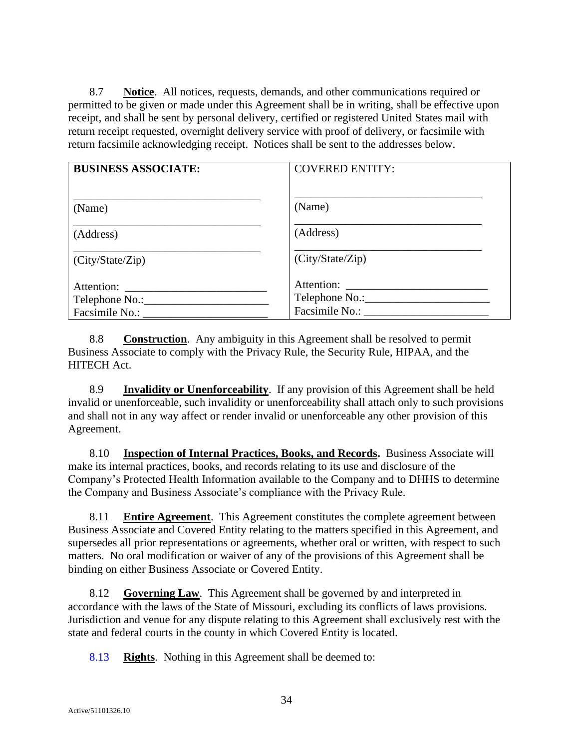8.7 **Notice**. All notices, requests, demands, and other communications required or permitted to be given or made under this Agreement shall be in writing, shall be effective upon receipt, and shall be sent by personal delivery, certified or registered United States mail with return receipt requested, overnight delivery service with proof of delivery, or facsimile with return facsimile acknowledging receipt. Notices shall be sent to the addresses below.

| **BUSINESS ASSOCIATE:** | COVERED ENTITY: |
|---|---|
| ________________________________ | ________________________________ |
| (Name) | (Name) |
| ________________________________ | ________________________________ |
| (Address) | (Address) |
| ________________________________ | ________________________________ |
| (City/State/Zip) | (City/State/Zip) |
| Attention: ________________________ | Attention: ________________________ |
| Telephone No.:_____________________ | Telephone No.:_____________________ |
| Facsimile No.: _____________________ | Facsimile No.: _____________________ |

8.8 **Construction**. Any ambiguity in this Agreement shall be resolved to permit Business Associate to comply with the Privacy Rule, the Security Rule, HIPAA, and the HITECH Act.

8.9 **Invalidity or Unenforceability**. If any provision of this Agreement shall be held invalid or unenforceable, such invalidity or unenforceability shall attach only to such provisions and shall not in any way affect or render invalid or unenforceable any other provision of this Agreement.

8.10 **Inspection of Internal Practices, Books, and Records.** Business Associate will make its internal practices, books, and records relating to its use and disclosure of the Company's Protected Health Information available to the Company and to DHHS to determine the Company and Business Associate's compliance with the Privacy Rule.

8.11 **Entire Agreement**. This Agreement constitutes the complete agreement between Business Associate and Covered Entity relating to the matters specified in this Agreement, and supersedes all prior representations or agreements, whether oral or written, with respect to such matters. No oral modification or waiver of any of the provisions of this Agreement shall be binding on either Business Associate or Covered Entity.

8.12 **Governing Law**. This Agreement shall be governed by and interpreted in accordance with the laws of the State of Missouri, excluding its conflicts of laws provisions. Jurisdiction and venue for any dispute relating to this Agreement shall exclusively rest with the state and federal courts in the county in which Covered Entity is located.

8.13 **Rights**. Nothing in this Agreement shall be deemed to:

Active/51101326.10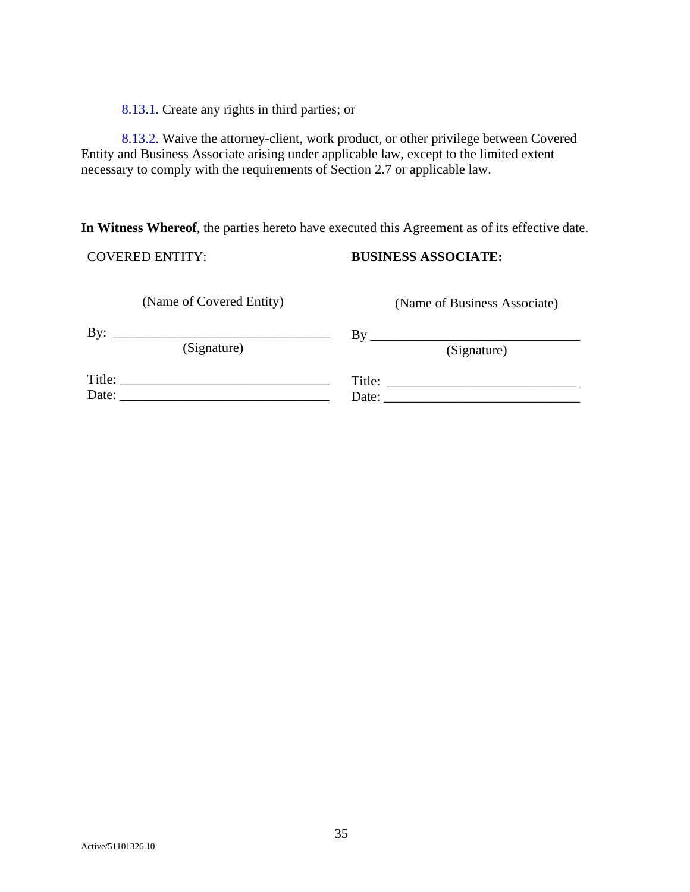8.13.1. Create any rights in third parties; or

8.13.2. Waive the attorney-client, work product, or other privilege between Covered Entity and Business Associate arising under applicable law, except to the limited extent necessary to comply with the requirements of Section 2.7 or applicable law.

**In Witness Whereof**, the parties hereto have executed this Agreement as of its effective date.

| | |
|---|---|
| COVERED ENTITY: | **BUSINESS ASSOCIATE:** |
| (Name of Covered Entity) | (Name of Business Associate) |
| By: _______________________________ (Signature) | By _______________________________ (Signature) |
| Title: _______________________________ | Title: _______________________________ |
| Date: _______________________________ | Date: _______________________________ |

Active/51101326.10